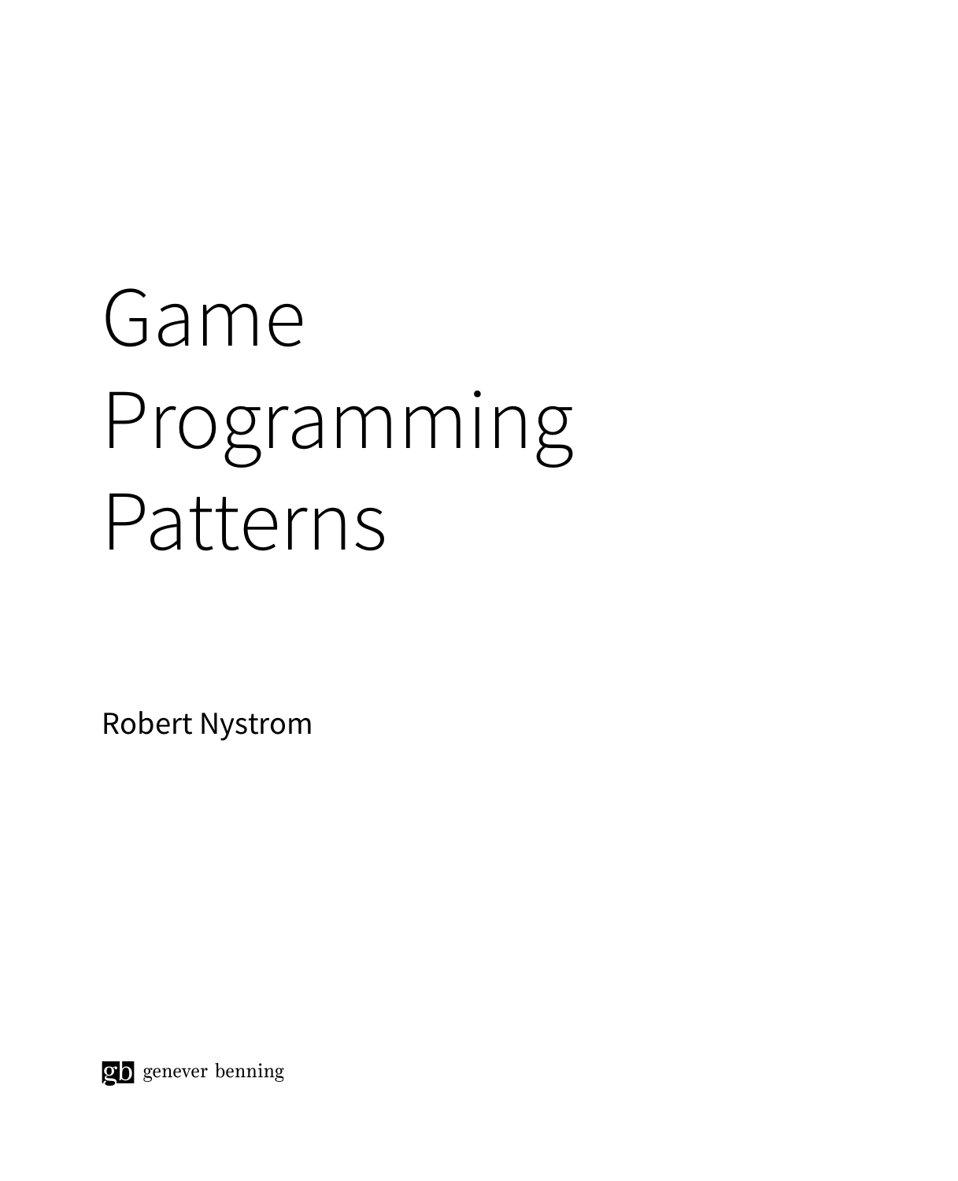# Game Programming Patterns

Robert Nystrom

gb genever benning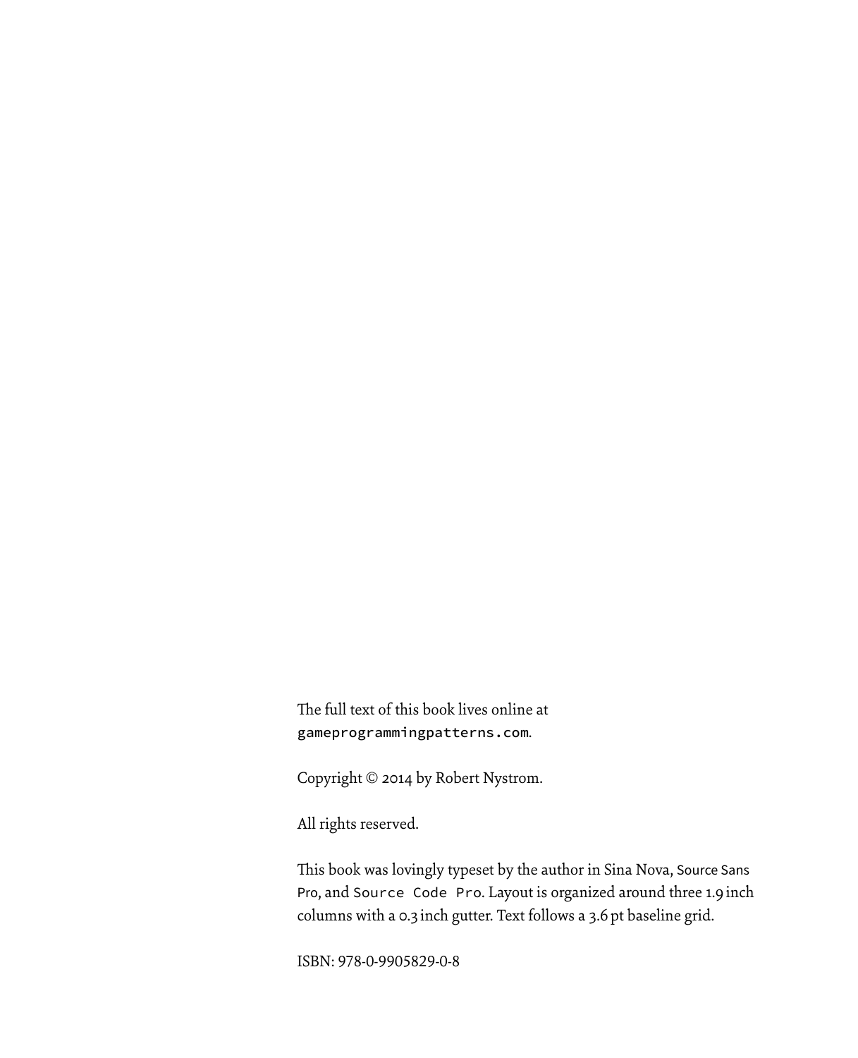The full text of this book lives online at `gameprogrammingpatterns.com`.

Copyright © 2014 by Robert Nystrom.

All rights reserved.

This book was lovingly typeset by the author in Sina Nova, Source Sans Pro, and `Source Code Pro`. Layout is organized around three 1.9 inch columns with a 0.3 inch gutter. Text follows a 3.6 pt baseline grid.

ISBN: 978-0-9905829-0-8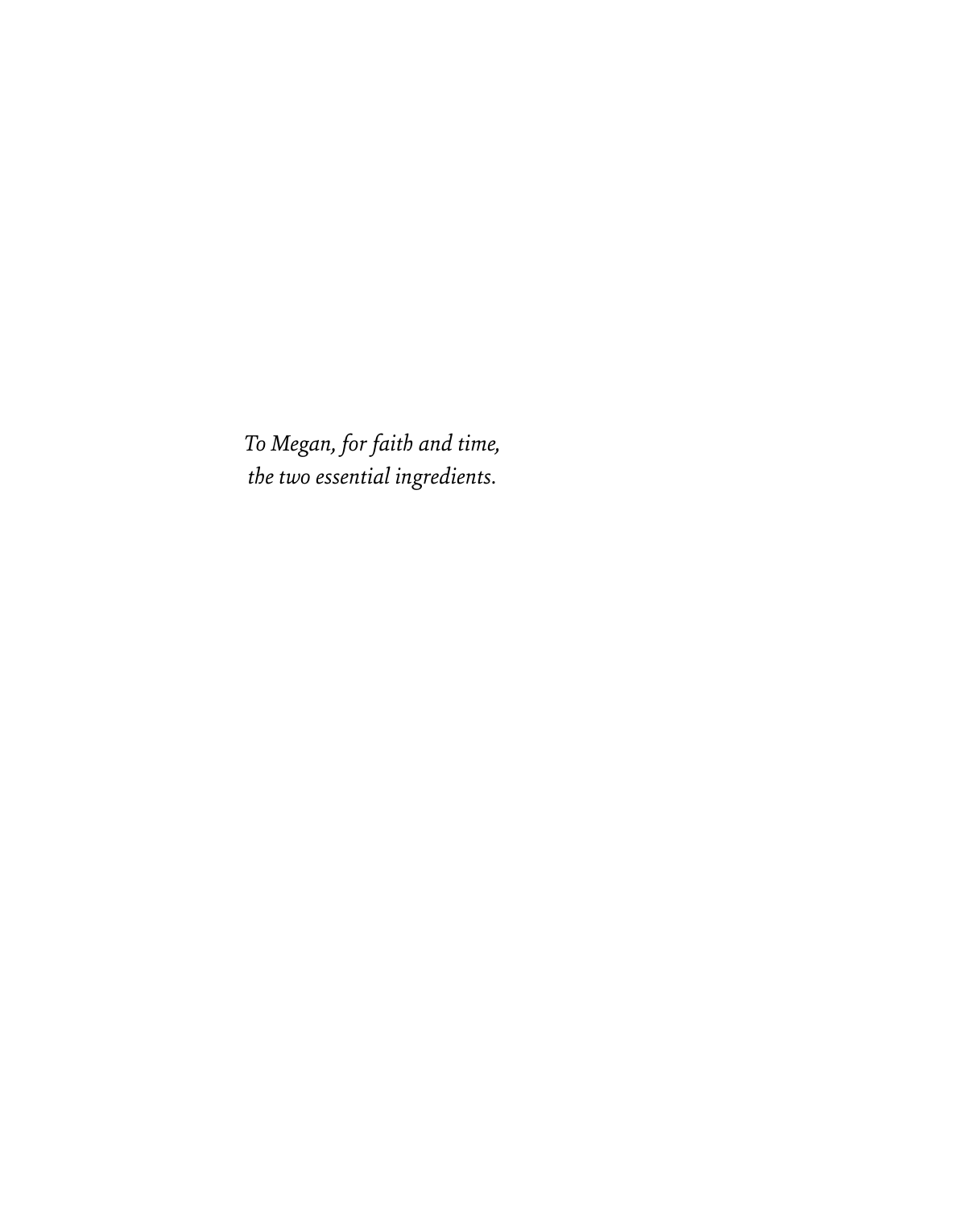*To Megan, for faith and time,*
*the two essential ingredients.*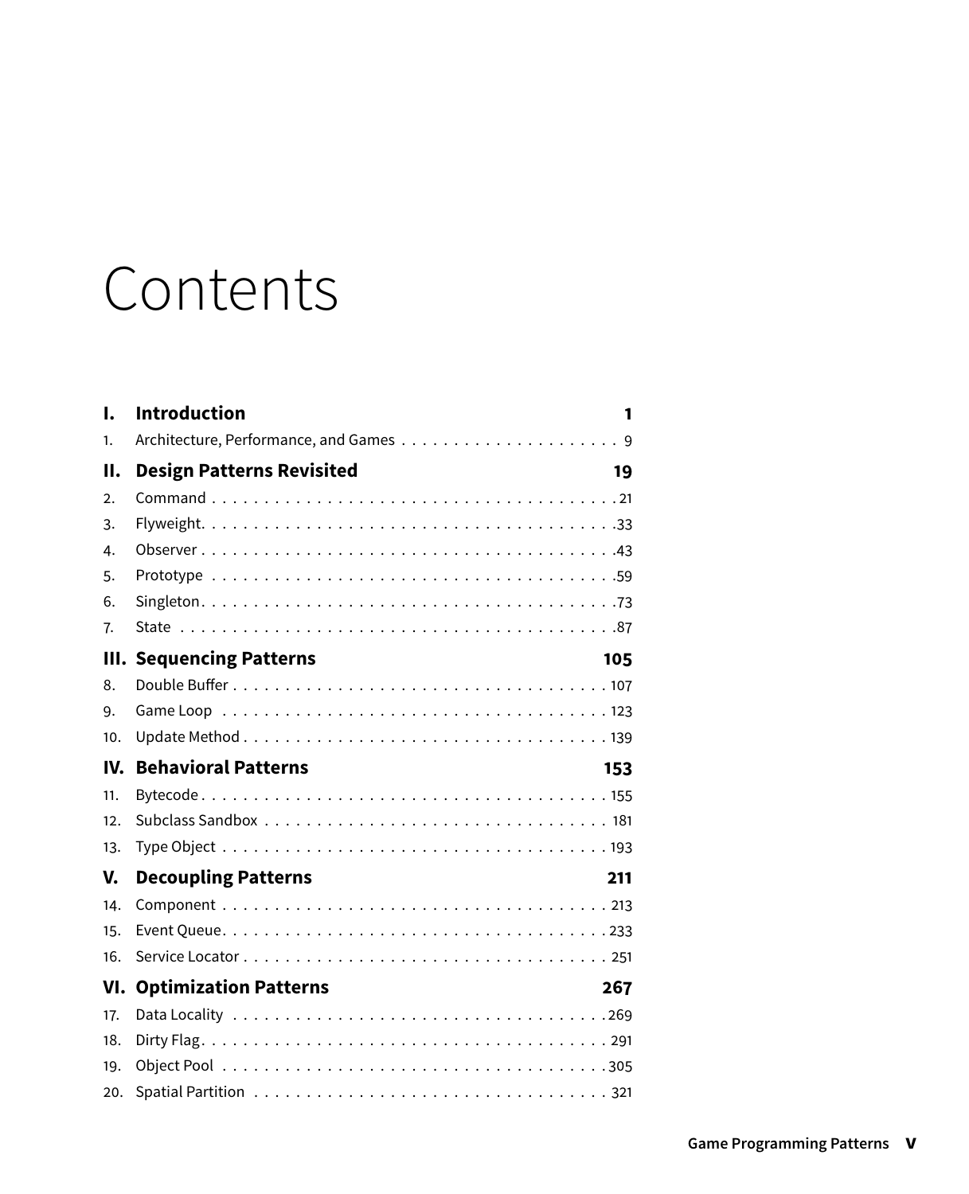# Contents

| | | |
|---|---|---|
| **I.** | **Introduction** | **1** |
| 1. | Architecture, Performance, and Games | 9 |
| **II.** | **Design Patterns Revisited** | **19** |
| 2. | Command | 21 |
| 3. | Flyweight | 33 |
| 4. | Observer | 43 |
| 5. | Prototype | 59 |
| 6. | Singleton | 73 |
| 7. | State | 87 |
| **III.** | **Sequencing Patterns** | **105** |
| 8. | Double Buffer | 107 |
| 9. | Game Loop | 123 |
| 10. | Update Method | 139 |
| **IV.** | **Behavioral Patterns** | **153** |
| 11. | Bytecode | 155 |
| 12. | Subclass Sandbox | 181 |
| 13. | Type Object | 193 |
| **V.** | **Decoupling Patterns** | **211** |
| 14. | Component | 213 |
| 15. | Event Queue | 233 |
| 16. | Service Locator | 251 |
| **VI.** | **Optimization Patterns** | **267** |
| 17. | Data Locality | 269 |
| 18. | Dirty Flag | 291 |
| 19. | Object Pool | 305 |
| 20. | Spatial Partition | 321 |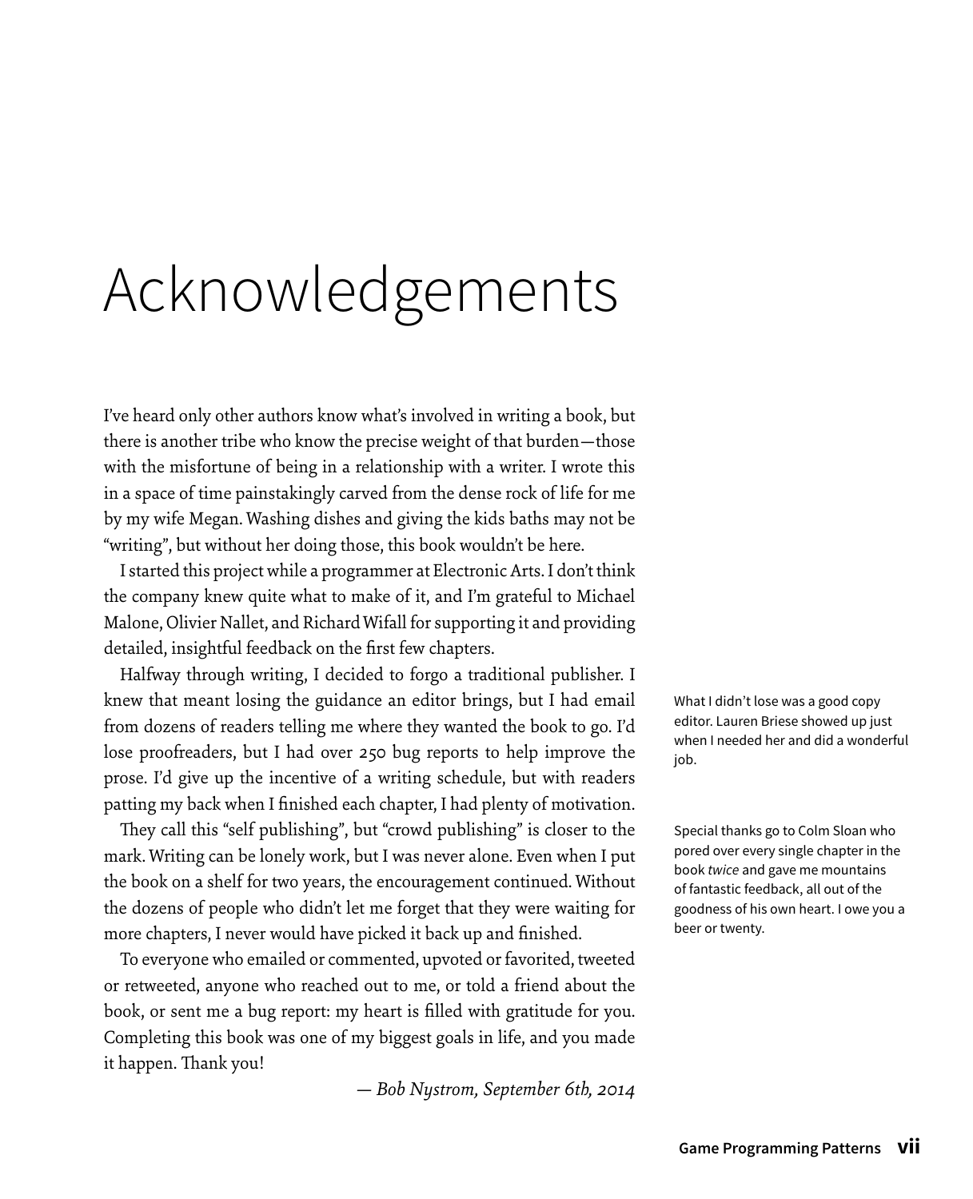# Acknowledgements

I've heard only other authors know what's involved in writing a book, but there is another tribe who know the precise weight of that burden—those with the misfortune of being in a relationship with a writer. I wrote this in a space of time painstakingly carved from the dense rock of life for me by my wife Megan. Washing dishes and giving the kids baths may not be "writing", but without her doing those, this book wouldn't be here.

I started this project while a programmer at Electronic Arts. I don't think the company knew quite what to make of it, and I'm grateful to Michael Malone, Olivier Nallet, and Richard Wifall for supporting it and providing detailed, insightful feedback on the first few chapters.

Halfway through writing, I decided to forgo a traditional publisher. I knew that meant losing the guidance an editor brings, but I had email from dozens of readers telling me where they wanted the book to go. I'd lose proofreaders, but I had over 250 bug reports to help improve the prose. I'd give up the incentive of a writing schedule, but with readers patting my back when I finished each chapter, I had plenty of motivation.

What I didn't lose was a good copy editor. Lauren Briese showed up just when I needed her and did a wonderful job.

They call this "self publishing", but "crowd publishing" is closer to the mark. Writing can be lonely work, but I was never alone. Even when I put the book on a shelf for two years, the encouragement continued. Without the dozens of people who didn't let me forget that they were waiting for more chapters, I never would have picked it back up and finished.

Special thanks go to Colm Sloan who pored over every single chapter in the book *twice* and gave me mountains of fantastic feedback, all out of the goodness of his own heart. I owe you a beer or twenty.

To everyone who emailed or commented, upvoted or favorited, tweeted or retweeted, anyone who reached out to me, or told a friend about the book, or sent me a bug report: my heart is filled with gratitude for you. Completing this book was one of my biggest goals in life, and you made it happen. Thank you!

*— Bob Nystrom, September 6th, 2014*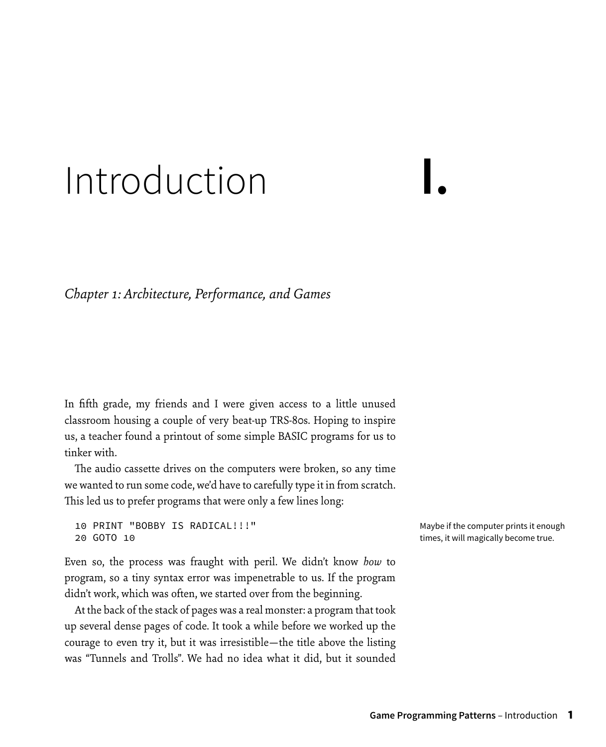# Introduction I.

*Chapter 1: Architecture, Performance, and Games*

In fifth grade, my friends and I were given access to a little unused classroom housing a couple of very beat-up TRS-80s. Hoping to inspire us, a teacher found a printout of some simple BASIC programs for us to tinker with.

The audio cassette drives on the computers were broken, so any time we wanted to run some code, we'd have to carefully type it in from scratch. This led us to prefer programs that were only a few lines long:

```
10 PRINT "BOBBY IS RADICAL!!!"
20 GOTO 10
```

Maybe if the computer prints it enough times, it will magically become true.

Even so, the process was fraught with peril. We didn't know *how* to program, so a tiny syntax error was impenetrable to us. If the program didn't work, which was often, we started over from the beginning.

At the back of the stack of pages was a real monster: a program that took up several dense pages of code. It took a while before we worked up the courage to even try it, but it was irresistible—the title above the listing was "Tunnels and Trolls". We had no idea what it did, but it sounded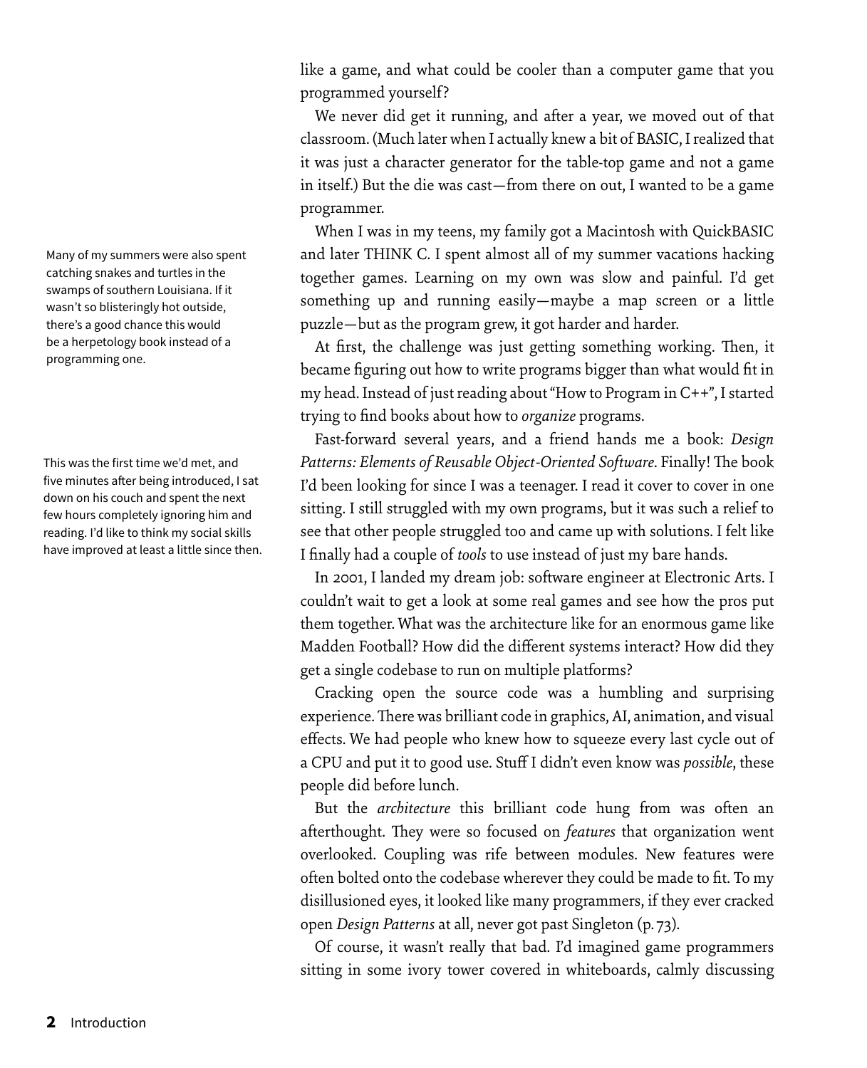like a game, and what could be cooler than a computer game that you programmed yourself?

We never did get it running, and after a year, we moved out of that classroom. (Much later when I actually knew a bit of BASIC, I realized that it was just a character generator for the table-top game and not a game in itself.) But the die was cast—from there on out, I wanted to be a game programmer.

When I was in my teens, my family got a Macintosh with QuickBASIC and later THINK C. I spent almost all of my summer vacations hacking together games. Learning on my own was slow and painful. I'd get something up and running easily—maybe a map screen or a little puzzle—but as the program grew, it got harder and harder.

Many of my summers were also spent catching snakes and turtles in the swamps of southern Louisiana. If it wasn't so blisteringly hot outside, there's a good chance this would be a herpetology book instead of a programming one.

At first, the challenge was just getting something working. Then, it became figuring out how to write programs bigger than what would fit in my head. Instead of just reading about "How to Program in C++", I started trying to find books about how to *organize* programs.

Fast-forward several years, and a friend hands me a book: *Design Patterns: Elements of Reusable Object-Oriented Software*. Finally! The book I'd been looking for since I was a teenager. I read it cover to cover in one sitting. I still struggled with my own programs, but it was such a relief to see that other people struggled too and came up with solutions. I felt like I finally had a couple of *tools* to use instead of just my bare hands.

This was the first time we'd met, and five minutes after being introduced, I sat down on his couch and spent the next few hours completely ignoring him and reading. I'd like to think my social skills have improved at least a little since then.

In 2001, I landed my dream job: software engineer at Electronic Arts. I couldn't wait to get a look at some real games and see how the pros put them together. What was the architecture like for an enormous game like Madden Football? How did the different systems interact? How did they get a single codebase to run on multiple platforms?

Cracking open the source code was a humbling and surprising experience. There was brilliant code in graphics, AI, animation, and visual effects. We had people who knew how to squeeze every last cycle out of a CPU and put it to good use. Stuff I didn't even know was *possible*, these people did before lunch.

But the *architecture* this brilliant code hung from was often an afterthought. They were so focused on *features* that organization went overlooked. Coupling was rife between modules. New features were often bolted onto the codebase wherever they could be made to fit. To my disillusioned eyes, it looked like many programmers, if they ever cracked open *Design Patterns* at all, never got past Singleton (p. 73).

Of course, it wasn't really that bad. I'd imagined game programmers sitting in some ivory tower covered in whiteboards, calmly discussing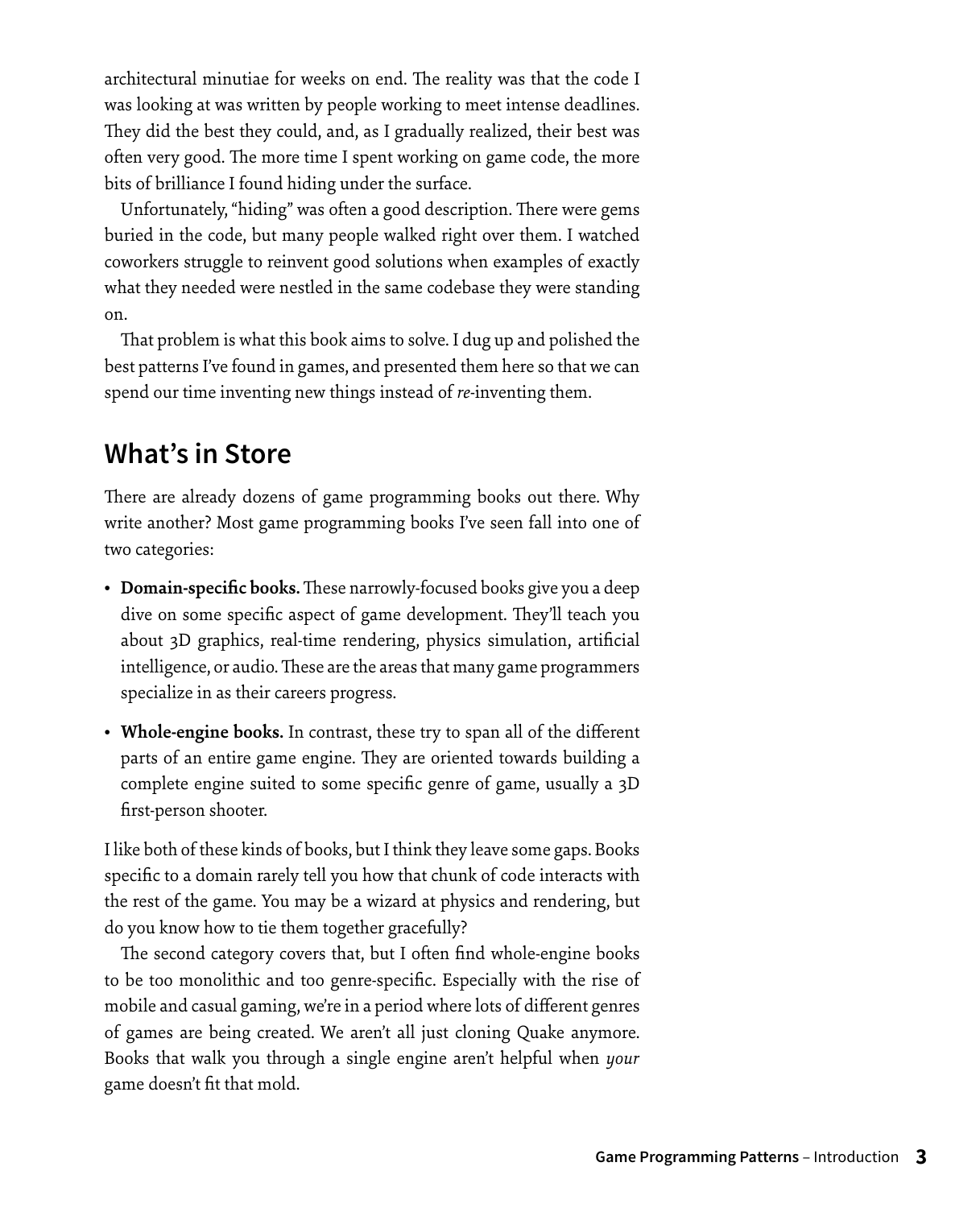architectural minutiae for weeks on end. The reality was that the code I was looking at was written by people working to meet intense deadlines. They did the best they could, and, as I gradually realized, their best was often very good. The more time I spent working on game code, the more bits of brilliance I found hiding under the surface.

Unfortunately, "hiding" was often a good description. There were gems buried in the code, but many people walked right over them. I watched coworkers struggle to reinvent good solutions when examples of exactly what they needed were nestled in the same codebase they were standing on.

That problem is what this book aims to solve. I dug up and polished the best patterns I've found in games, and presented them here so that we can spend our time inventing new things instead of *re*-inventing them.

## What's in Store

There are already dozens of game programming books out there. Why write another? Most game programming books I've seen fall into one of two categories:

- **Domain-specific books.** These narrowly-focused books give you a deep dive on some specific aspect of game development. They'll teach you about 3D graphics, real-time rendering, physics simulation, artificial intelligence, or audio. These are the areas that many game programmers specialize in as their careers progress.

- **Whole-engine books.** In contrast, these try to span all of the different parts of an entire game engine. They are oriented towards building a complete engine suited to some specific genre of game, usually a 3D first-person shooter.

I like both of these kinds of books, but I think they leave some gaps. Books specific to a domain rarely tell you how that chunk of code interacts with the rest of the game. You may be a wizard at physics and rendering, but do you know how to tie them together gracefully?

The second category covers that, but I often find whole-engine books to be too monolithic and too genre-specific. Especially with the rise of mobile and casual gaming, we're in a period where lots of different genres of games are being created. We aren't all just cloning Quake anymore. Books that walk you through a single engine aren't helpful when *your* game doesn't fit that mold.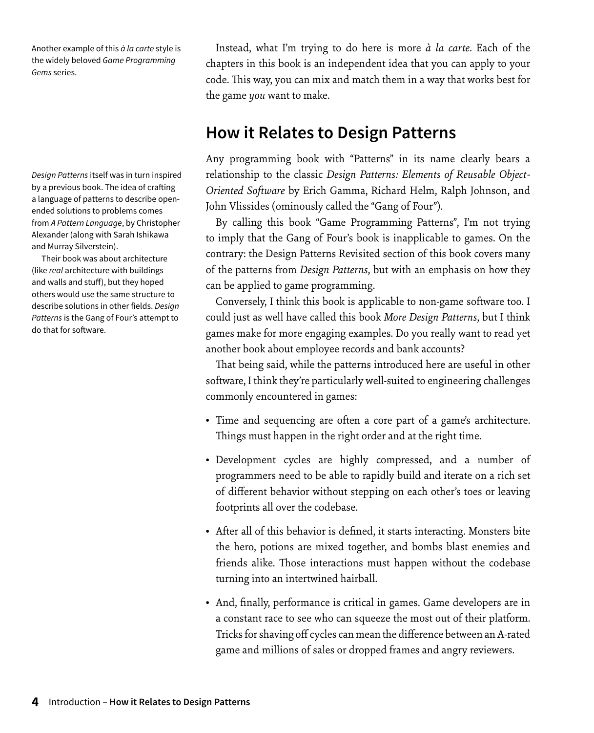Instead, what I'm trying to do here is more *à la carte*. Each of the chapters in this book is an independent idea that you can apply to your code. This way, you can mix and match them in a way that works best for the game *you* want to make.

Another example of this *à la carte* style is the widely beloved *Game Programming Gems* series.

## How it Relates to Design Patterns

Any programming book with "Patterns" in its name clearly bears a relationship to the classic *Design Patterns: Elements of Reusable Object-Oriented Software* by Erich Gamma, Richard Helm, Ralph Johnson, and John Vlissides (ominously called the "Gang of Four").

*Design Patterns* itself was in turn inspired by a previous book. The idea of crafting a language of patterns to describe open-ended solutions to problems comes from *A Pattern Language*, by Christopher Alexander (along with Sarah Ishikawa and Murray Silverstein).

Their book was about architecture (like *real* architecture with buildings and walls and stuff), but they hoped others would use the same structure to describe solutions in other fields. *Design Patterns* is the Gang of Four's attempt to do that for software.

By calling this book "Game Programming Patterns", I'm not trying to imply that the Gang of Four's book is inapplicable to games. On the contrary: the Design Patterns Revisited section of this book covers many of the patterns from *Design Patterns*, but with an emphasis on how they can be applied to game programming.

Conversely, I think this book is applicable to non-game software too. I could just as well have called this book *More Design Patterns*, but I think games make for more engaging examples. Do you really want to read yet another book about employee records and bank accounts?

That being said, while the patterns introduced here are useful in other software, I think they're particularly well-suited to engineering challenges commonly encountered in games:

- Time and sequencing are often a core part of a game's architecture. Things must happen in the right order and at the right time.
- Development cycles are highly compressed, and a number of programmers need to be able to rapidly build and iterate on a rich set of different behavior without stepping on each other's toes or leaving footprints all over the codebase.
- After all of this behavior is defined, it starts interacting. Monsters bite the hero, potions are mixed together, and bombs blast enemies and friends alike. Those interactions must happen without the codebase turning into an intertwined hairball.
- And, finally, performance is critical in games. Game developers are in a constant race to see who can squeeze the most out of their platform. Tricks for shaving off cycles can mean the difference between an A-rated game and millions of sales or dropped frames and angry reviewers.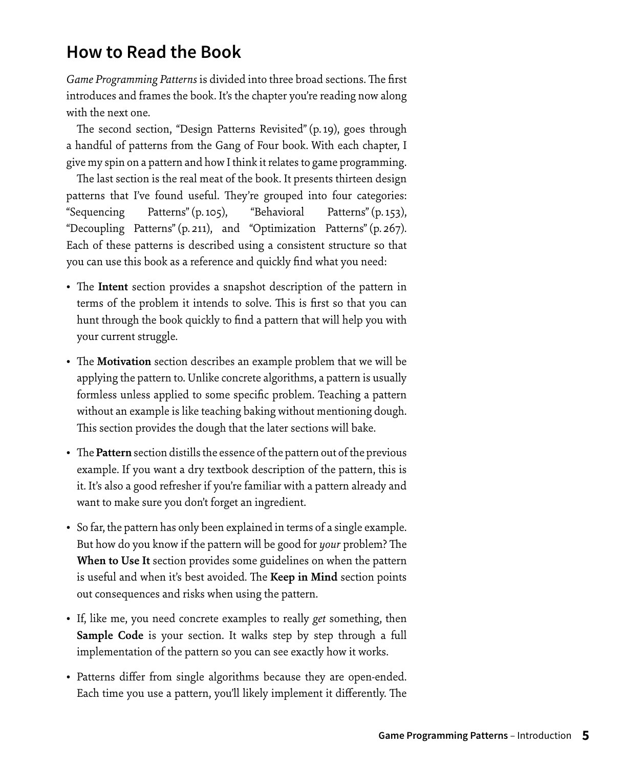## How to Read the Book

*Game Programming Patterns* is divided into three broad sections. The first introduces and frames the book. It's the chapter you're reading now along with the next one.

The second section, "Design Patterns Revisited" (p. 19), goes through a handful of patterns from the Gang of Four book. With each chapter, I give my spin on a pattern and how I think it relates to game programming.

The last section is the real meat of the book. It presents thirteen design patterns that I've found useful. They're grouped into four categories: "Sequencing Patterns" (p. 105), "Behavioral Patterns" (p. 153), "Decoupling Patterns" (p. 211), and "Optimization Patterns" (p. 267). Each of these patterns is described using a consistent structure so that you can use this book as a reference and quickly find what you need:

- The **Intent** section provides a snapshot description of the pattern in terms of the problem it intends to solve. This is first so that you can hunt through the book quickly to find a pattern that will help you with your current struggle.
- The **Motivation** section describes an example problem that we will be applying the pattern to. Unlike concrete algorithms, a pattern is usually formless unless applied to some specific problem. Teaching a pattern without an example is like teaching baking without mentioning dough. This section provides the dough that the later sections will bake.
- The **Pattern** section distills the essence of the pattern out of the previous example. If you want a dry textbook description of the pattern, this is it. It's also a good refresher if you're familiar with a pattern already and want to make sure you don't forget an ingredient.
- So far, the pattern has only been explained in terms of a single example. But how do you know if the pattern will be good for *your* problem? The **When to Use It** section provides some guidelines on when the pattern is useful and when it's best avoided. The **Keep in Mind** section points out consequences and risks when using the pattern.
- If, like me, you need concrete examples to really *get* something, then **Sample Code** is your section. It walks step by step through a full implementation of the pattern so you can see exactly how it works.
- Patterns differ from single algorithms because they are open-ended. Each time you use a pattern, you'll likely implement it differently. The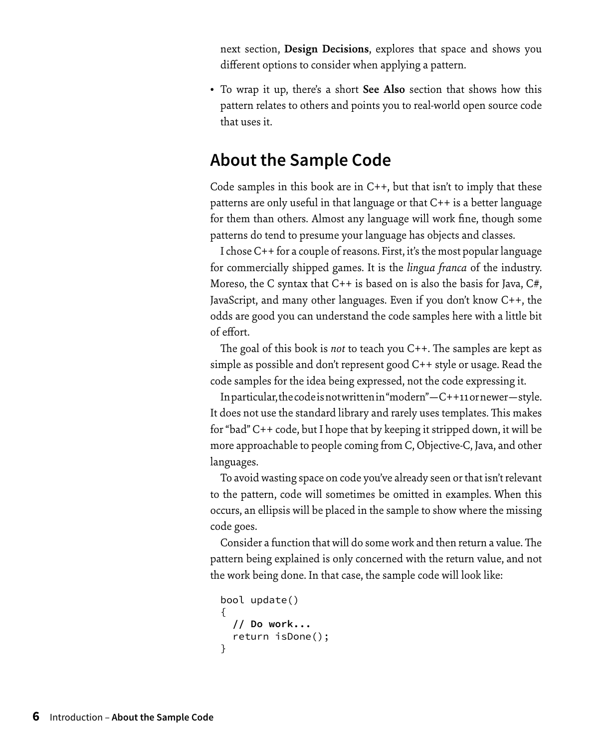next section, **Design Decisions**, explores that space and shows you different options to consider when applying a pattern.

- To wrap it up, there's a short **See Also** section that shows how this pattern relates to others and points you to real-world open source code that uses it.

## About the Sample Code

Code samples in this book are in C++, but that isn't to imply that these patterns are only useful in that language or that C++ is a better language for them than others. Almost any language will work fine, though some patterns do tend to presume your language has objects and classes.

I chose C++ for a couple of reasons. First, it's the most popular language for commercially shipped games. It is the *lingua franca* of the industry. Moreso, the C syntax that C++ is based on is also the basis for Java, C#, JavaScript, and many other languages. Even if you don't know C++, the odds are good you can understand the code samples here with a little bit of effort.

The goal of this book is *not* to teach you C++. The samples are kept as simple as possible and don't represent good C++ style or usage. Read the code samples for the idea being expressed, not the code expressing it.

In particular, the code is not written in "modern"—C++11 or newer—style. It does not use the standard library and rarely uses templates. This makes for "bad" C++ code, but I hope that by keeping it stripped down, it will be more approachable to people coming from C, Objective-C, Java, and other languages.

To avoid wasting space on code you've already seen or that isn't relevant to the pattern, code will sometimes be omitted in examples. When this occurs, an ellipsis will be placed in the sample to show where the missing code goes.

Consider a function that will do some work and then return a value. The pattern being explained is only concerned with the return value, and not the work being done. In that case, the sample code will look like:

```
bool update()
{
  // Do work...
  return isDone();
}
```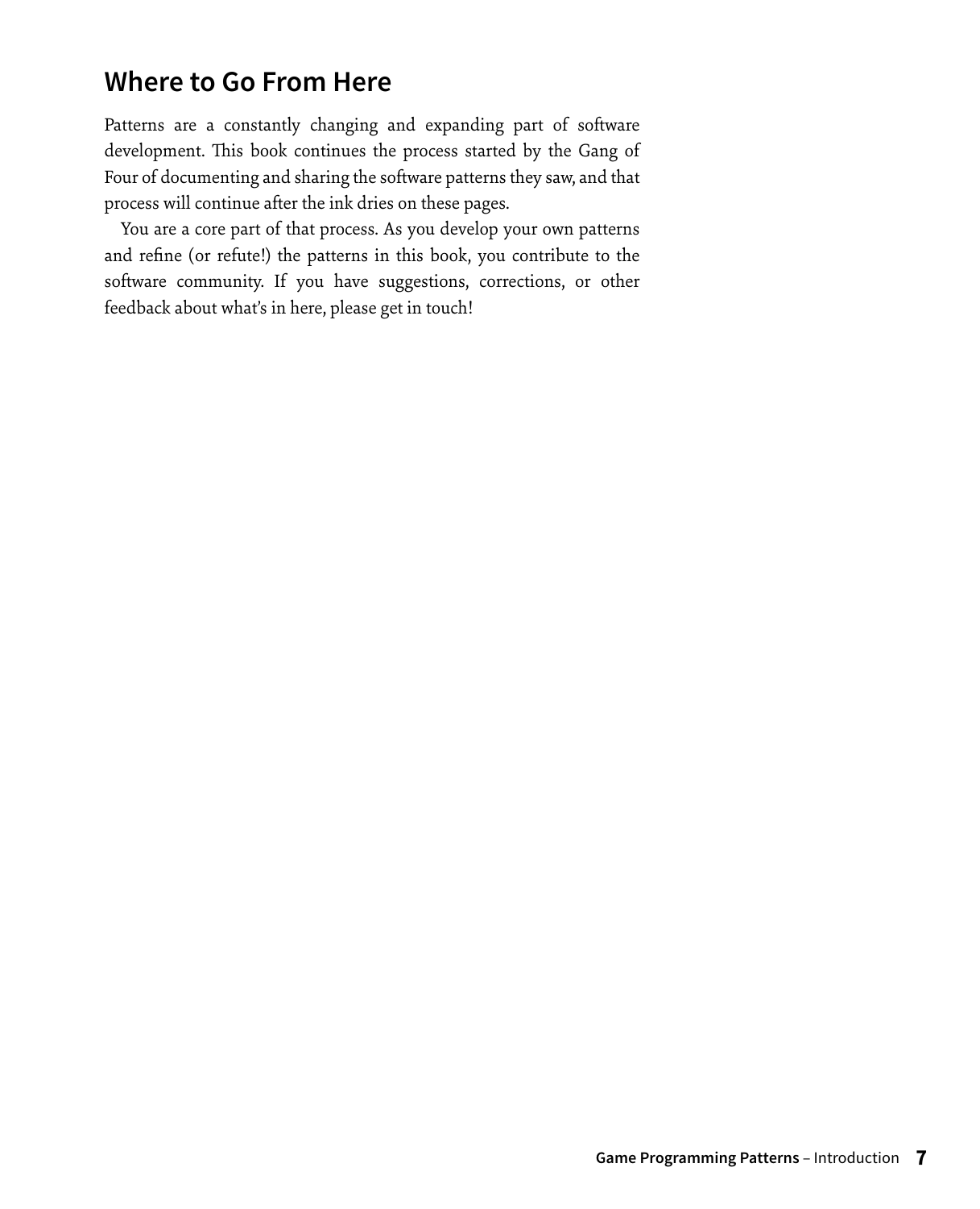## Where to Go From Here

Patterns are a constantly changing and expanding part of software development. This book continues the process started by the Gang of Four of documenting and sharing the software patterns they saw, and that process will continue after the ink dries on these pages.

You are a core part of that process. As you develop your own patterns and refine (or refute!) the patterns in this book, you contribute to the software community. If you have suggestions, corrections, or other feedback about what's in here, please get in touch!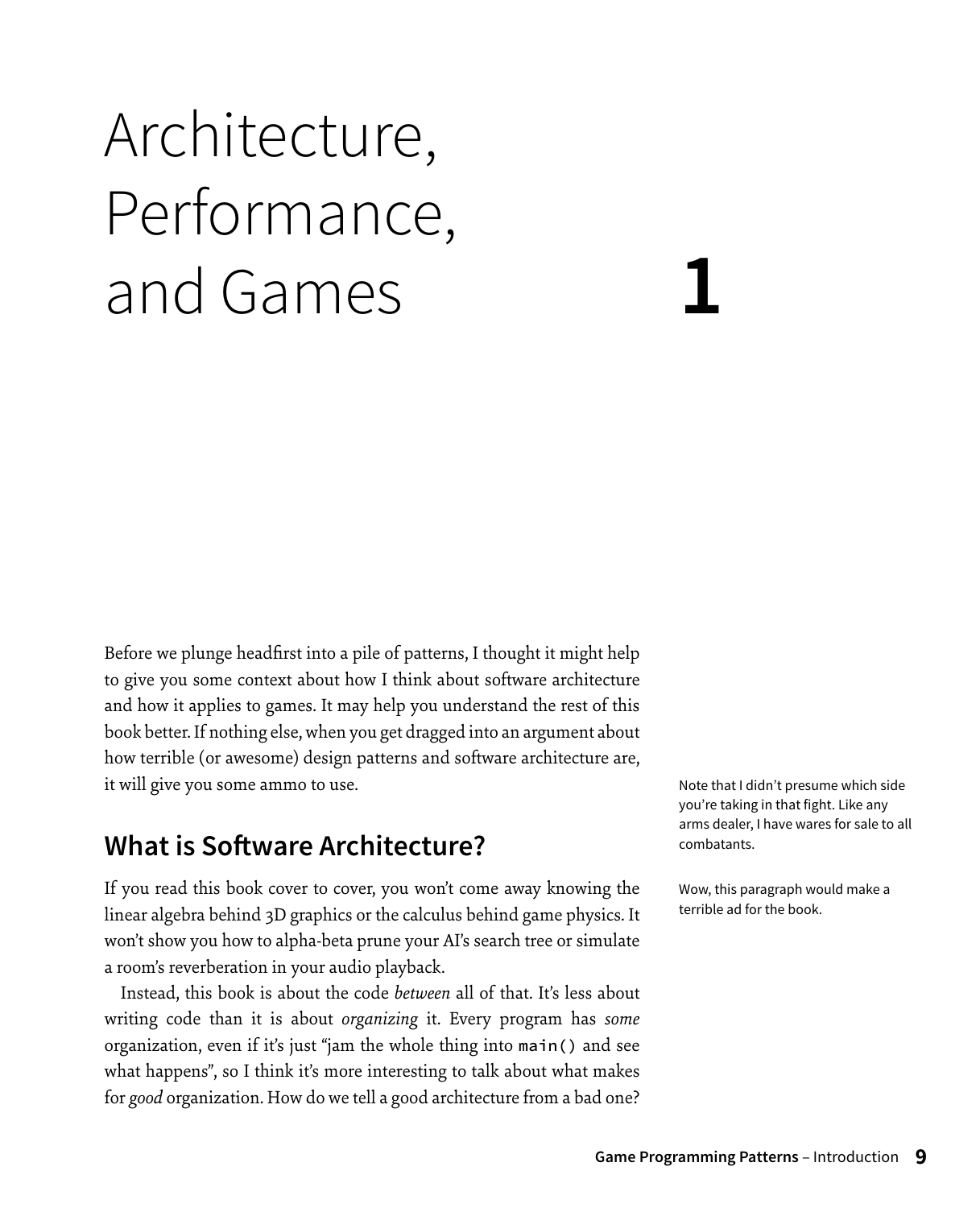# Architecture, Performance, and Games

# 1

Before we plunge headfirst into a pile of patterns, I thought it might help to give you some context about how I think about software architecture and how it applies to games. It may help you understand the rest of this book better. If nothing else, when you get dragged into an argument about how terrible (or awesome) design patterns and software architecture are, it will give you some ammo to use.

Note that I didn't presume which side you're taking in that fight. Like any arms dealer, I have wares for sale to all combatants.

## What is Software Architecture?

If you read this book cover to cover, you won't come away knowing the linear algebra behind 3D graphics or the calculus behind game physics. It won't show you how to alpha-beta prune your AI's search tree or simulate a room's reverberation in your audio playback.

Wow, this paragraph would make a terrible ad for the book.

Instead, this book is about the code *between* all of that. It's less about writing code than it is about *organizing* it. Every program has *some* organization, even if it's just "jam the whole thing into `main()` and see what happens", so I think it's more interesting to talk about what makes for *good* organization. How do we tell a good architecture from a bad one?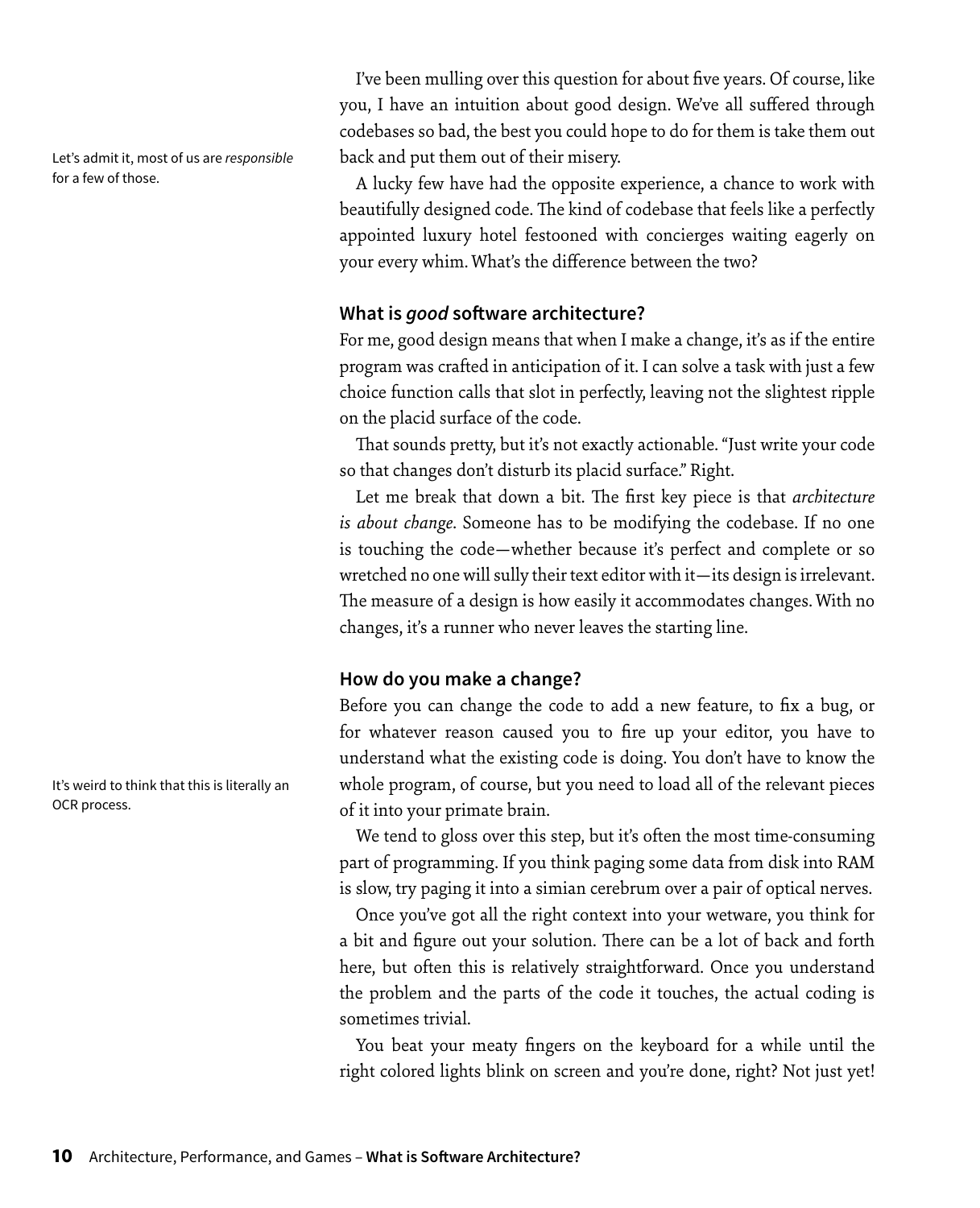I've been mulling over this question for about five years. Of course, like you, I have an intuition about good design. We've all suffered through codebases so bad, the best you could hope to do for them is take them out back and put them out of their misery.

Let's admit it, most of us are *responsible* for a few of those.

A lucky few have had the opposite experience, a chance to work with beautifully designed code. The kind of codebase that feels like a perfectly appointed luxury hotel festooned with concierges waiting eagerly on your every whim. What's the difference between the two?

### What is *good* software architecture?

For me, good design means that when I make a change, it's as if the entire program was crafted in anticipation of it. I can solve a task with just a few choice function calls that slot in perfectly, leaving not the slightest ripple on the placid surface of the code.

That sounds pretty, but it's not exactly actionable. "Just write your code so that changes don't disturb its placid surface." Right.

Let me break that down a bit. The first key piece is that *architecture is about change*. Someone has to be modifying the codebase. If no one is touching the code—whether because it's perfect and complete or so wretched no one will sully their text editor with it—its design is irrelevant. The measure of a design is how easily it accommodates changes. With no changes, it's a runner who never leaves the starting line.

### How do you make a change?

Before you can change the code to add a new feature, to fix a bug, or for whatever reason caused you to fire up your editor, you have to understand what the existing code is doing. You don't have to know the whole program, of course, but you need to load all of the relevant pieces of it into your primate brain.

It's weird to think that this is literally an OCR process.

We tend to gloss over this step, but it's often the most time-consuming part of programming. If you think paging some data from disk into RAM is slow, try paging it into a simian cerebrum over a pair of optical nerves.

Once you've got all the right context into your wetware, you think for a bit and figure out your solution. There can be a lot of back and forth here, but often this is relatively straightforward. Once you understand the problem and the parts of the code it touches, the actual coding is sometimes trivial.

You beat your meaty fingers on the keyboard for a while until the right colored lights blink on screen and you're done, right? Not just yet!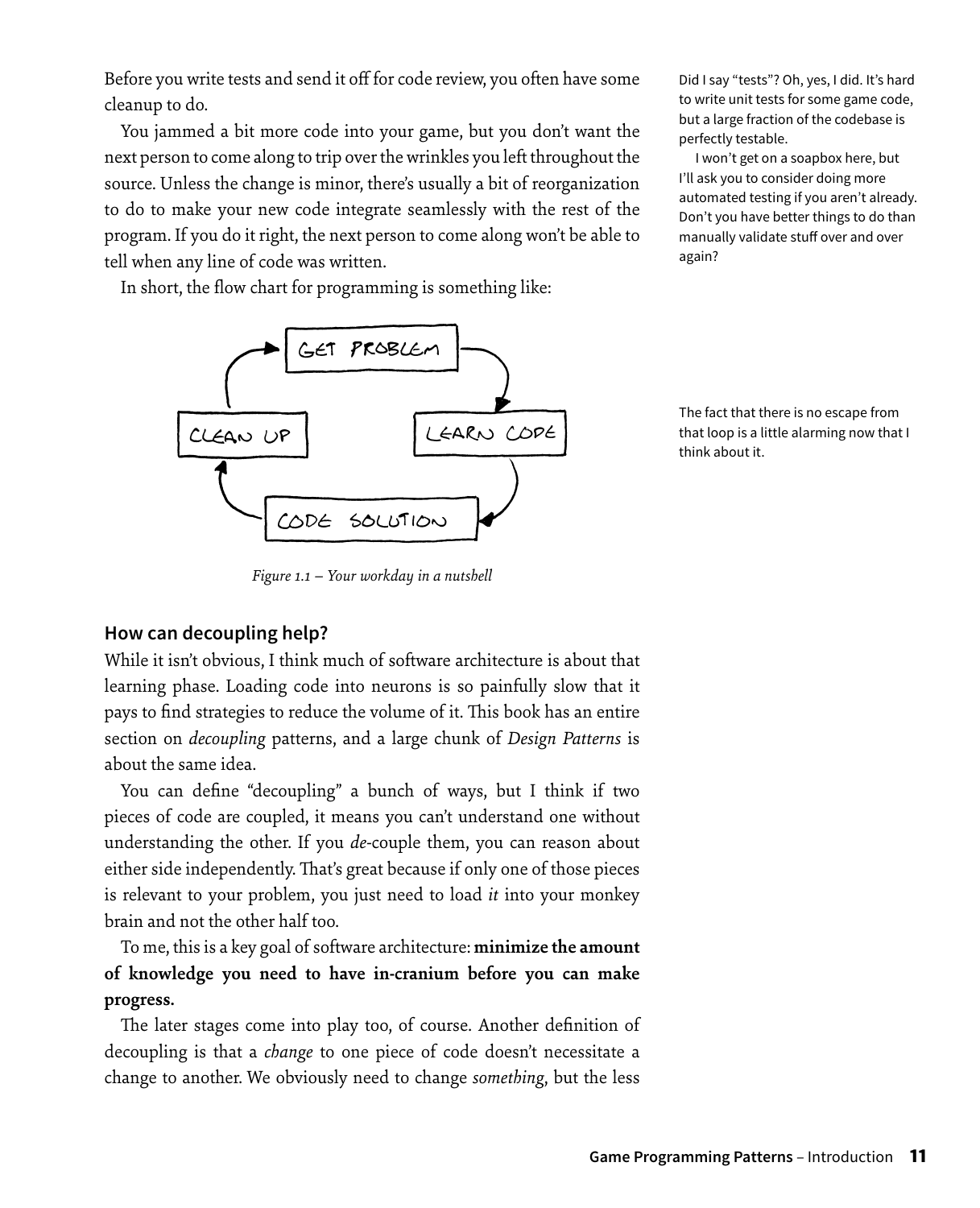Before you write tests and send it off for code review, you often have some cleanup to do.

You jammed a bit more code into your game, but you don't want the next person to come along to trip over the wrinkles you left throughout the source. Unless the change is minor, there's usually a bit of reorganization to do to make your new code integrate seamlessly with the rest of the program. If you do it right, the next person to come along won't be able to tell when any line of code was written.

Did I say "tests"? Oh, yes, I did. It's hard to write unit tests for some game code, but a large fraction of the codebase is perfectly testable.

I won't get on a soapbox here, but I'll ask you to consider doing more automated testing if you aren't already. Don't you have better things to do than manually validate stuff over and over again?

In short, the flow chart for programming is something like:

GET PROBLEM → LEARN CODE → CODE SOLUTION → CLEAN UP → GET PROBLEM

*Figure 1.1 – Your workday in a nutshell*

The fact that there is no escape from that loop is a little alarming now that I think about it.

## How can decoupling help?

While it isn't obvious, I think much of software architecture is about that learning phase. Loading code into neurons is so painfully slow that it pays to find strategies to reduce the volume of it. This book has an entire section on *decoupling* patterns, and a large chunk of *Design Patterns* is about the same idea.

You can define "decoupling" a bunch of ways, but I think if two pieces of code are coupled, it means you can't understand one without understanding the other. If you *de*-couple them, you can reason about either side independently. That's great because if only one of those pieces is relevant to your problem, you just need to load *it* into your monkey brain and not the other half too.

To me, this is a key goal of software architecture: **minimize the amount of knowledge you need to have in-cranium before you can make progress.**

The later stages come into play too, of course. Another definition of decoupling is that a *change* to one piece of code doesn't necessitate a change to another. We obviously need to change *something*, but the less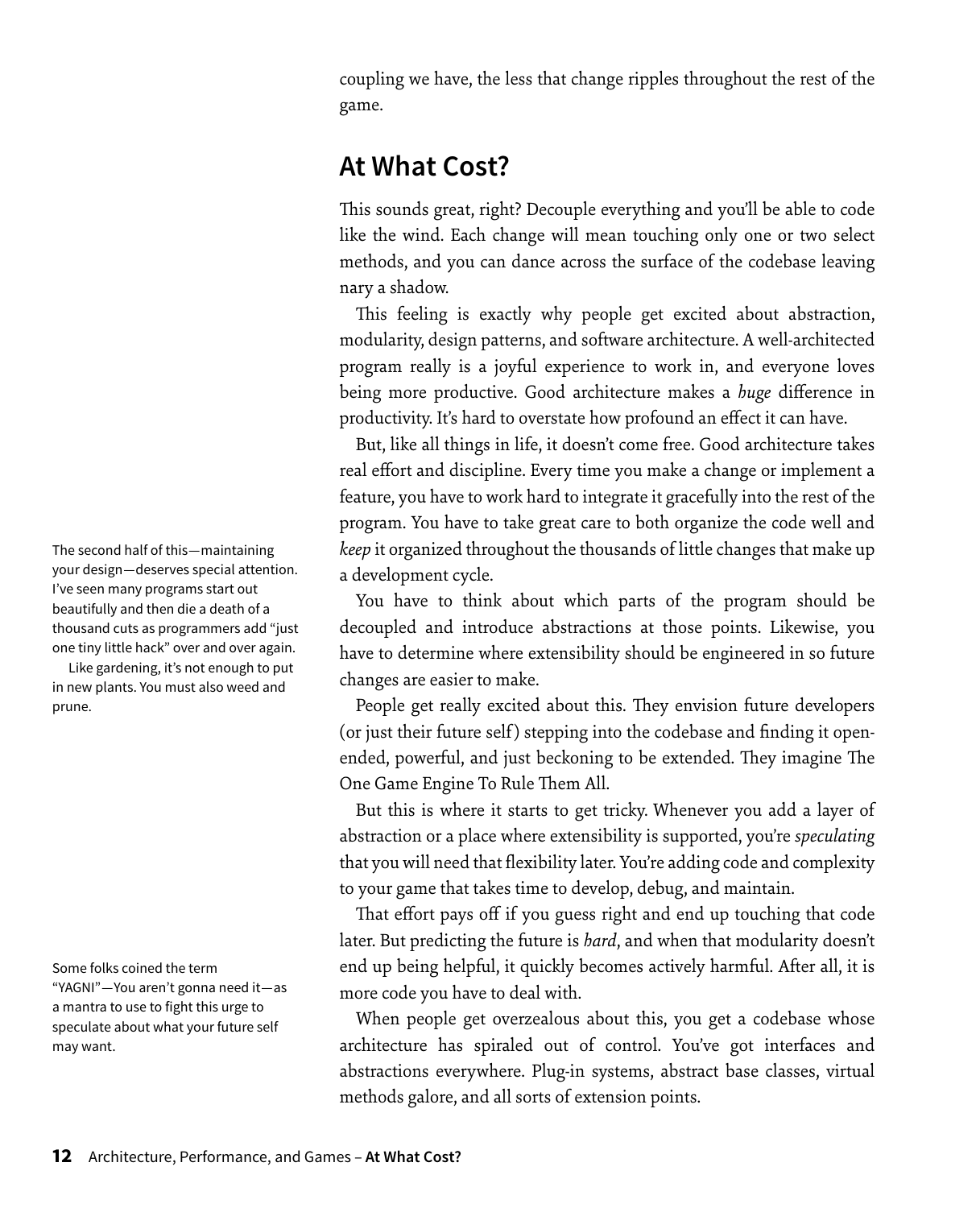coupling we have, the less that change ripples throughout the rest of the game.

## At What Cost?

This sounds great, right? Decouple everything and you'll be able to code like the wind. Each change will mean touching only one or two select methods, and you can dance across the surface of the codebase leaving nary a shadow.

This feeling is exactly why people get excited about abstraction, modularity, design patterns, and software architecture. A well-architected program really is a joyful experience to work in, and everyone loves being more productive. Good architecture makes a *huge* difference in productivity. It's hard to overstate how profound an effect it can have.

But, like all things in life, it doesn't come free. Good architecture takes real effort and discipline. Every time you make a change or implement a feature, you have to work hard to integrate it gracefully into the rest of the program. You have to take great care to both organize the code well and *keep* it organized throughout the thousands of little changes that make up a development cycle.

The second half of this—maintaining your design—deserves special attention. I've seen many programs start out beautifully and then die a death of a thousand cuts as programmers add "just one tiny little hack" over and over again.

Like gardening, it's not enough to put in new plants. You must also weed and prune.

You have to think about which parts of the program should be decoupled and introduce abstractions at those points. Likewise, you have to determine where extensibility should be engineered in so future changes are easier to make.

People get really excited about this. They envision future developers (or just their future self) stepping into the codebase and finding it open-ended, powerful, and just beckoning to be extended. They imagine The One Game Engine To Rule Them All.

But this is where it starts to get tricky. Whenever you add a layer of abstraction or a place where extensibility is supported, you're *speculating* that you will need that flexibility later. You're adding code and complexity to your game that takes time to develop, debug, and maintain.

That effort pays off if you guess right and end up touching that code later. But predicting the future is *hard*, and when that modularity doesn't end up being helpful, it quickly becomes actively harmful. After all, it is more code you have to deal with.

Some folks coined the term "YAGNI"—You aren't gonna need it—as a mantra to use to fight this urge to speculate about what your future self may want.

When people get overzealous about this, you get a codebase whose architecture has spiraled out of control. You've got interfaces and abstractions everywhere. Plug-in systems, abstract base classes, virtual methods galore, and all sorts of extension points.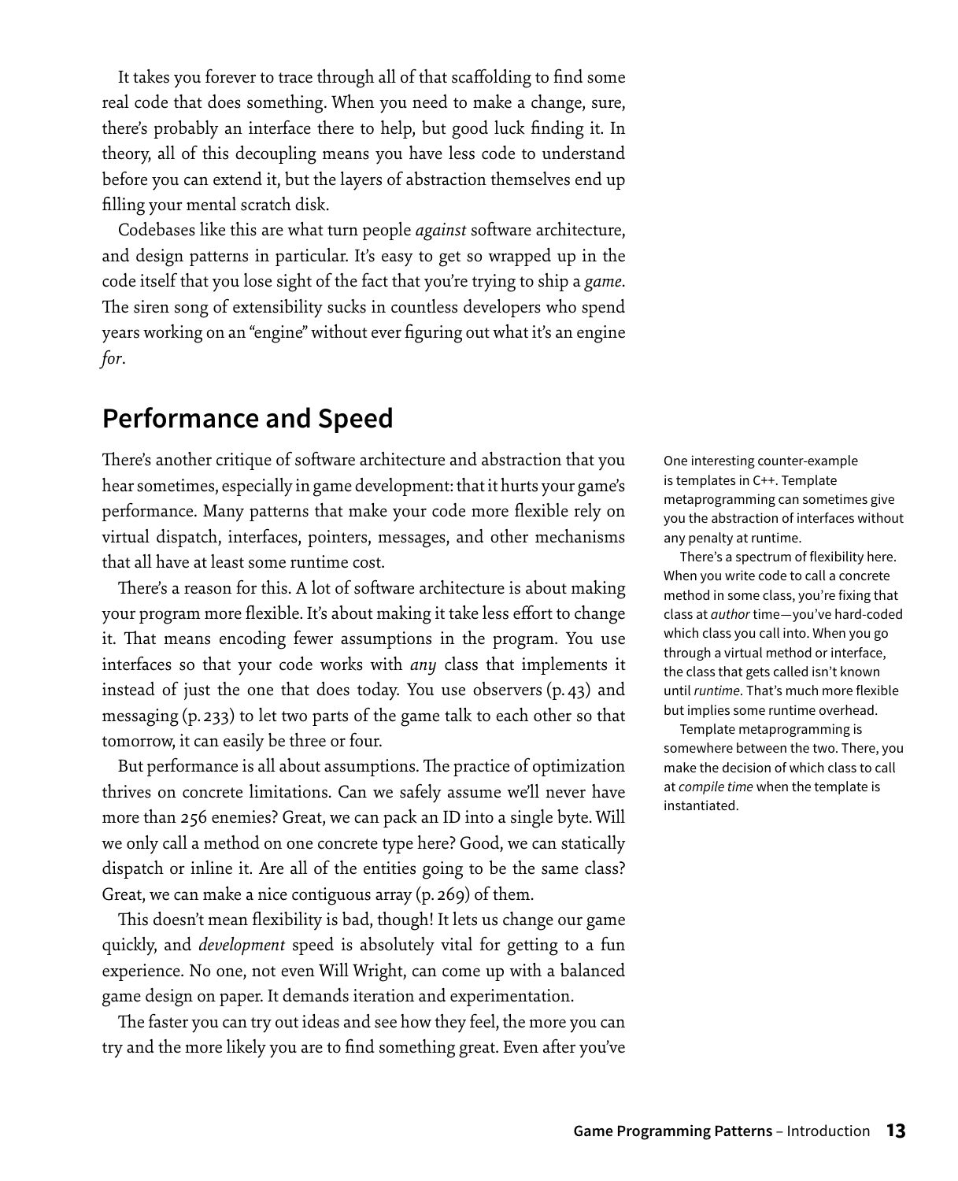It takes you forever to trace through all of that scaffolding to find some real code that does something. When you need to make a change, sure, there's probably an interface there to help, but good luck finding it. In theory, all of this decoupling means you have less code to understand before you can extend it, but the layers of abstraction themselves end up filling your mental scratch disk.

Codebases like this are what turn people *against* software architecture, and design patterns in particular. It's easy to get so wrapped up in the code itself that you lose sight of the fact that you're trying to ship a *game*. The siren song of extensibility sucks in countless developers who spend years working on an "engine" without ever figuring out what it's an engine *for*.

## Performance and Speed

There's another critique of software architecture and abstraction that you hear sometimes, especially in game development: that it hurts your game's performance. Many patterns that make your code more flexible rely on virtual dispatch, interfaces, pointers, messages, and other mechanisms that all have at least some runtime cost.

One interesting counter-example is templates in C++. Template metaprogramming can sometimes give you the abstraction of interfaces without any penalty at runtime.

There's a spectrum of flexibility here. When you write code to call a concrete method in some class, you're fixing that class at *author* time—you've hard-coded which class you call into. When you go through a virtual method or interface, the class that gets called isn't known until *runtime*. That's much more flexible but implies some runtime overhead.

Template metaprogramming is somewhere between the two. There, you make the decision of which class to call at *compile time* when the template is instantiated.

There's a reason for this. A lot of software architecture is about making your program more flexible. It's about making it take less effort to change it. That means encoding fewer assumptions in the program. You use interfaces so that your code works with *any* class that implements it instead of just the one that does today. You use observers (p. 43) and messaging (p. 233) to let two parts of the game talk to each other so that tomorrow, it can easily be three or four.

But performance is all about assumptions. The practice of optimization thrives on concrete limitations. Can we safely assume we'll never have more than 256 enemies? Great, we can pack an ID into a single byte. Will we only call a method on one concrete type here? Good, we can statically dispatch or inline it. Are all of the entities going to be the same class? Great, we can make a nice contiguous array (p. 269) of them.

This doesn't mean flexibility is bad, though! It lets us change our game quickly, and *development* speed is absolutely vital for getting to a fun experience. No one, not even Will Wright, can come up with a balanced game design on paper. It demands iteration and experimentation.

The faster you can try out ideas and see how they feel, the more you can try and the more likely you are to find something great. Even after you've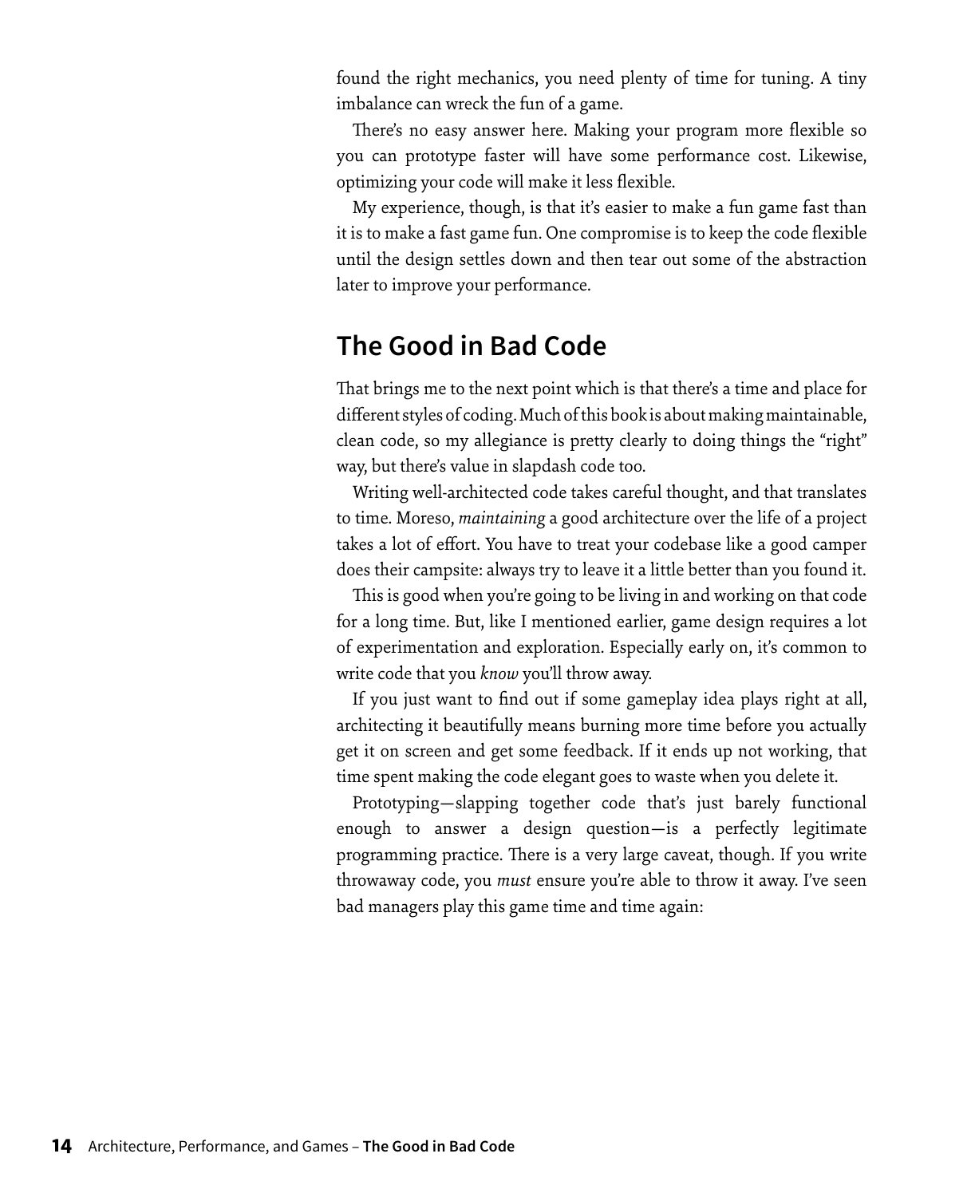found the right mechanics, you need plenty of time for tuning. A tiny imbalance can wreck the fun of a game.

There's no easy answer here. Making your program more flexible so you can prototype faster will have some performance cost. Likewise, optimizing your code will make it less flexible.

My experience, though, is that it's easier to make a fun game fast than it is to make a fast game fun. One compromise is to keep the code flexible until the design settles down and then tear out some of the abstraction later to improve your performance.

## The Good in Bad Code

That brings me to the next point which is that there's a time and place for different styles of coding. Much of this book is about making maintainable, clean code, so my allegiance is pretty clearly to doing things the "right" way, but there's value in slapdash code too.

Writing well-architected code takes careful thought, and that translates to time. Moreso, *maintaining* a good architecture over the life of a project takes a lot of effort. You have to treat your codebase like a good camper does their campsite: always try to leave it a little better than you found it.

This is good when you're going to be living in and working on that code for a long time. But, like I mentioned earlier, game design requires a lot of experimentation and exploration. Especially early on, it's common to write code that you *know* you'll throw away.

If you just want to find out if some gameplay idea plays right at all, architecting it beautifully means burning more time before you actually get it on screen and get some feedback. If it ends up not working, that time spent making the code elegant goes to waste when you delete it.

Prototyping—slapping together code that's just barely functional enough to answer a design question—is a perfectly legitimate programming practice. There is a very large caveat, though. If you write throwaway code, you *must* ensure you're able to throw it away. I've seen bad managers play this game time and time again: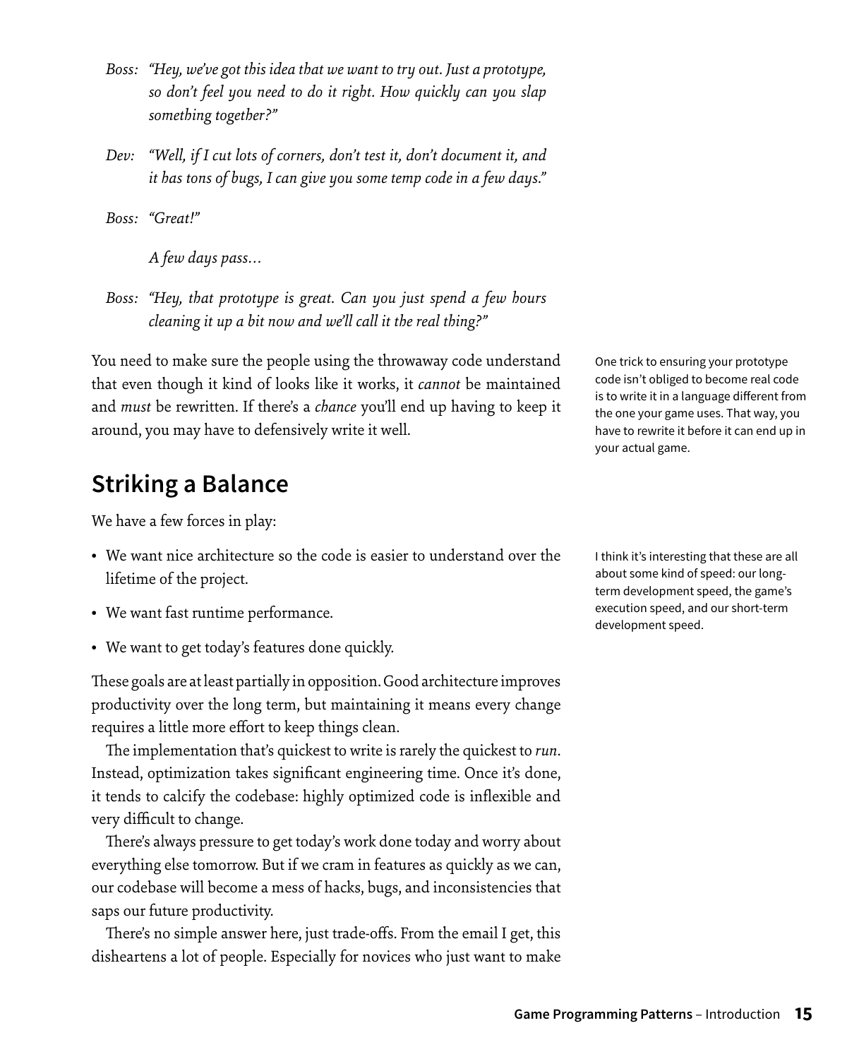*Boss:* *"Hey, we've got this idea that we want to try out. Just a prototype, so don't feel you need to do it right. How quickly can you slap something together?"*

*Dev:* *"Well, if I cut lots of corners, don't test it, don't document it, and it has tons of bugs, I can give you some temp code in a few days."*

*Boss:* *"Great!"*

*A few days pass…*

*Boss:* *"Hey, that prototype is great. Can you just spend a few hours cleaning it up a bit now and we'll call it the real thing?"*

You need to make sure the people using the throwaway code understand that even though it kind of looks like it works, it *cannot* be maintained and *must* be rewritten. If there's a *chance* you'll end up having to keep it around, you may have to defensively write it well.

One trick to ensuring your prototype code isn't obliged to become real code is to write it in a language different from the one your game uses. That way, you have to rewrite it before it can end up in your actual game.

## Striking a Balance

We have a few forces in play:

- We want nice architecture so the code is easier to understand over the lifetime of the project.
- We want fast runtime performance.
- We want to get today's features done quickly.

I think it's interesting that these are all about some kind of speed: our long-term development speed, the game's execution speed, and our short-term development speed.

These goals are at least partially in opposition. Good architecture improves productivity over the long term, but maintaining it means every change requires a little more effort to keep things clean.

The implementation that's quickest to write is rarely the quickest to *run*. Instead, optimization takes significant engineering time. Once it's done, it tends to calcify the codebase: highly optimized code is inflexible and very difficult to change.

There's always pressure to get today's work done today and worry about everything else tomorrow. But if we cram in features as quickly as we can, our codebase will become a mess of hacks, bugs, and inconsistencies that saps our future productivity.

There's no simple answer here, just trade-offs. From the email I get, this disheartens a lot of people. Especially for novices who just want to make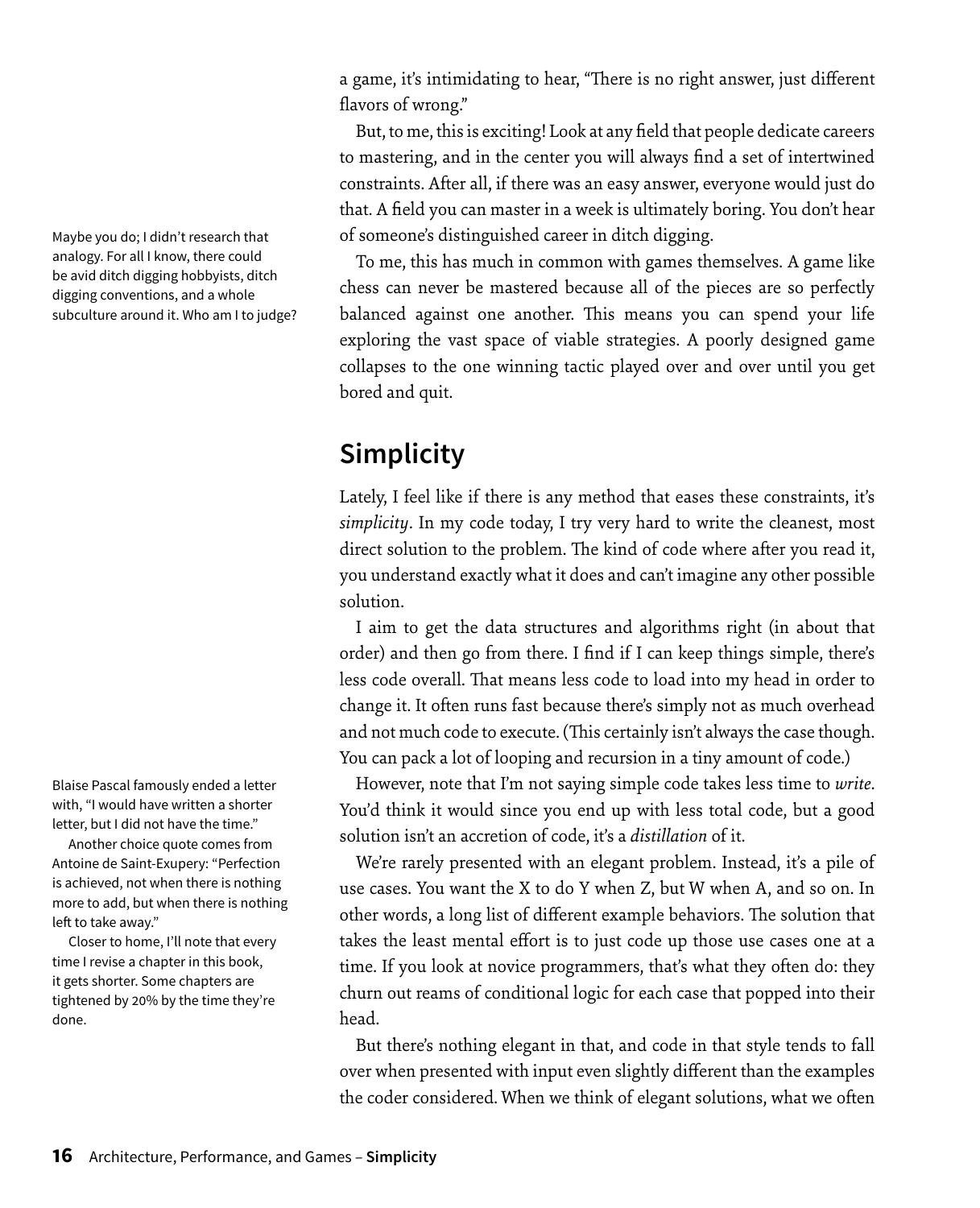a game, it's intimidating to hear, "There is no right answer, just different flavors of wrong."

But, to me, this is exciting! Look at any field that people dedicate careers to mastering, and in the center you will always find a set of intertwined constraints. After all, if there was an easy answer, everyone would just do that. A field you can master in a week is ultimately boring. You don't hear of someone's distinguished career in ditch digging.

Maybe you do; I didn't research that analogy. For all I know, there could be avid ditch digging hobbyists, ditch digging conventions, and a whole subculture around it. Who am I to judge?

To me, this has much in common with games themselves. A game like chess can never be mastered because all of the pieces are so perfectly balanced against one another. This means you can spend your life exploring the vast space of viable strategies. A poorly designed game collapses to the one winning tactic played over and over until you get bored and quit.

## Simplicity

Lately, I feel like if there is any method that eases these constraints, it's *simplicity*. In my code today, I try very hard to write the cleanest, most direct solution to the problem. The kind of code where after you read it, you understand exactly what it does and can't imagine any other possible solution.

I aim to get the data structures and algorithms right (in about that order) and then go from there. I find if I can keep things simple, there's less code overall. That means less code to load into my head in order to change it. It often runs fast because there's simply not as much overhead and not much code to execute. (This certainly isn't always the case though. You can pack a lot of looping and recursion in a tiny amount of code.)

However, note that I'm not saying simple code takes less time to *write*. You'd think it would since you end up with less total code, but a good solution isn't an accretion of code, it's a *distillation* of it.

Blaise Pascal famously ended a letter with, "I would have written a shorter letter, but I did not have the time."

Another choice quote comes from Antoine de Saint-Exupery: "Perfection is achieved, not when there is nothing more to add, but when there is nothing left to take away."

Closer to home, I'll note that every time I revise a chapter in this book, it gets shorter. Some chapters are tightened by 20% by the time they're done.

We're rarely presented with an elegant problem. Instead, it's a pile of use cases. You want the X to do Y when Z, but W when A, and so on. In other words, a long list of different example behaviors. The solution that takes the least mental effort is to just code up those use cases one at a time. If you look at novice programmers, that's what they often do: they churn out reams of conditional logic for each case that popped into their head.

But there's nothing elegant in that, and code in that style tends to fall over when presented with input even slightly different than the examples the coder considered. When we think of elegant solutions, what we often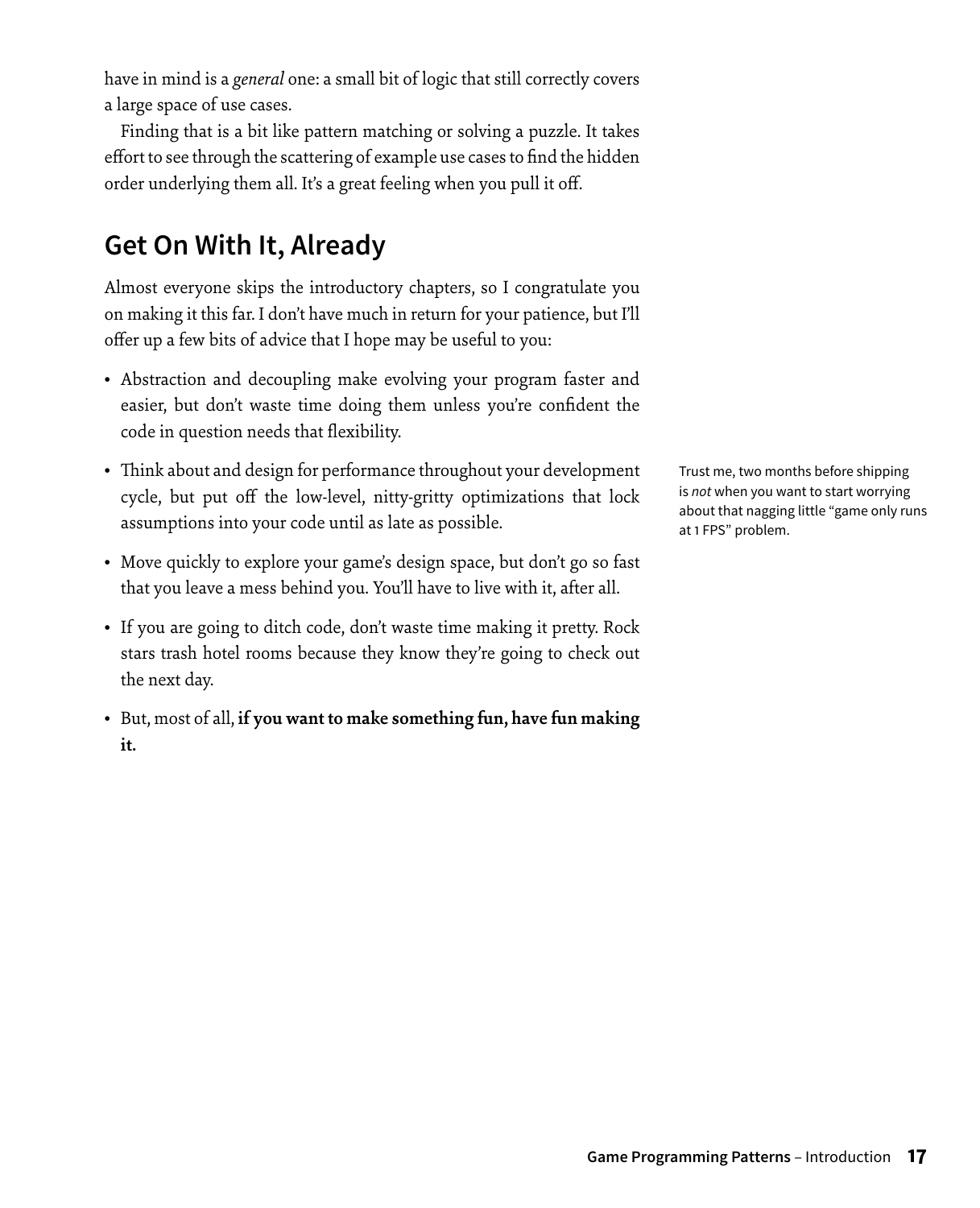have in mind is a *general* one: a small bit of logic that still correctly covers a large space of use cases.

Finding that is a bit like pattern matching or solving a puzzle. It takes effort to see through the scattering of example use cases to find the hidden order underlying them all. It's a great feeling when you pull it off.

## Get On With It, Already

Almost everyone skips the introductory chapters, so I congratulate you on making it this far. I don't have much in return for your patience, but I'll offer up a few bits of advice that I hope may be useful to you:

- Abstraction and decoupling make evolving your program faster and easier, but don't waste time doing them unless you're confident the code in question needs that flexibility.

- Think about and design for performance throughout your development cycle, but put off the low-level, nitty-gritty optimizations that lock assumptions into your code until as late as possible.

Trust me, two months before shipping is *not* when you want to start worrying about that nagging little "game only runs at 1 FPS" problem.

- Move quickly to explore your game's design space, but don't go so fast that you leave a mess behind you. You'll have to live with it, after all.

- If you are going to ditch code, don't waste time making it pretty. Rock stars trash hotel rooms because they know they're going to check out the next day.

- But, most of all, **if you want to make something fun, have fun making it.**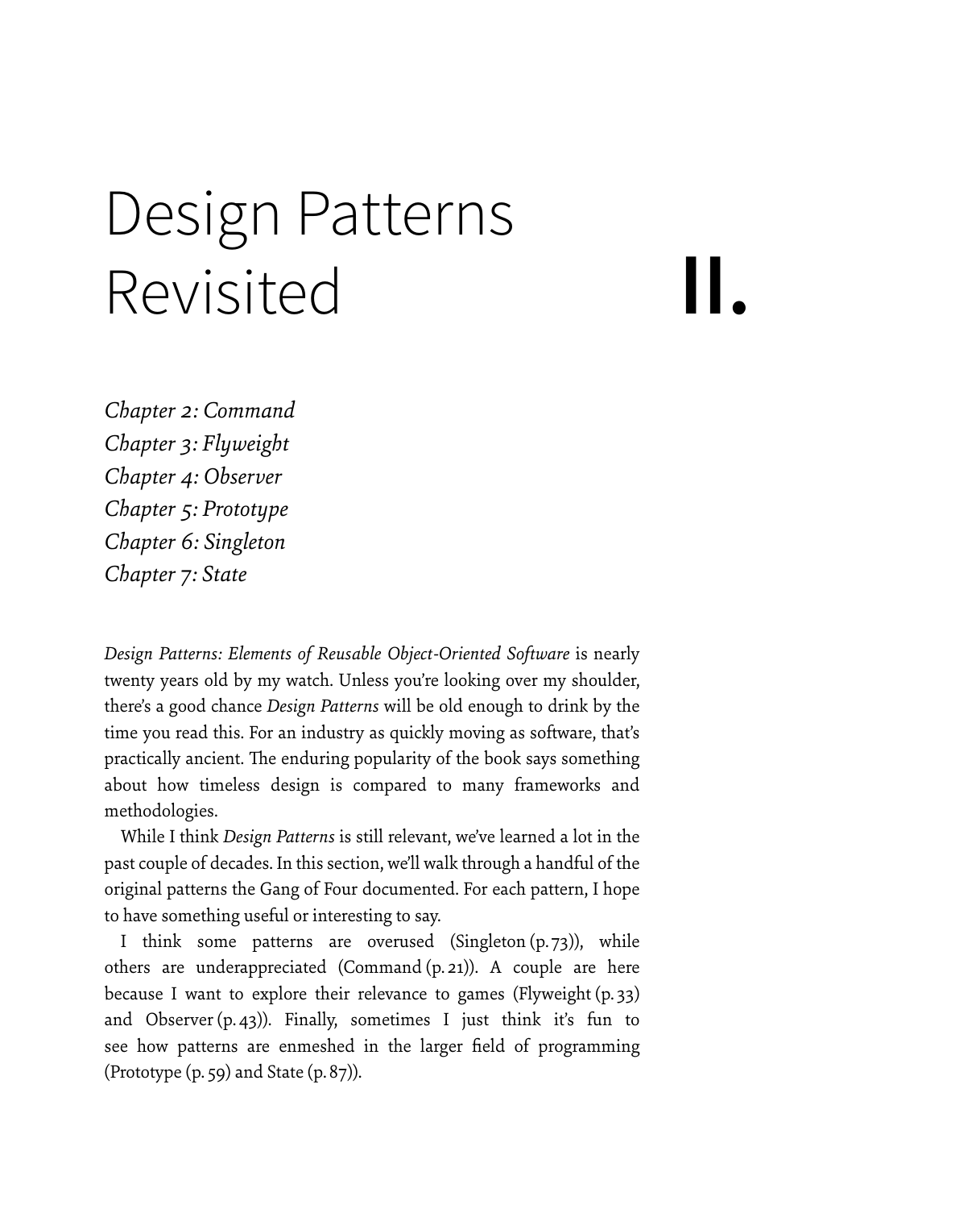# Design Patterns Revisited

# II.

*Chapter 2: Command*
*Chapter 3: Flyweight*
*Chapter 4: Observer*
*Chapter 5: Prototype*
*Chapter 6: Singleton*
*Chapter 7: State*

*Design Patterns: Elements of Reusable Object-Oriented Software* is nearly twenty years old by my watch. Unless you're looking over my shoulder, there's a good chance *Design Patterns* will be old enough to drink by the time you read this. For an industry as quickly moving as software, that's practically ancient. The enduring popularity of the book says something about how timeless design is compared to many frameworks and methodologies.

While I think *Design Patterns* is still relevant, we've learned a lot in the past couple of decades. In this section, we'll walk through a handful of the original patterns the Gang of Four documented. For each pattern, I hope to have something useful or interesting to say.

I think some patterns are overused (Singleton (p. 73)), while others are underappreciated (Command (p. 21)). A couple are here because I want to explore their relevance to games (Flyweight (p. 33) and Observer (p. 43)). Finally, sometimes I just think it's fun to see how patterns are enmeshed in the larger field of programming (Prototype (p. 59) and State (p. 87)).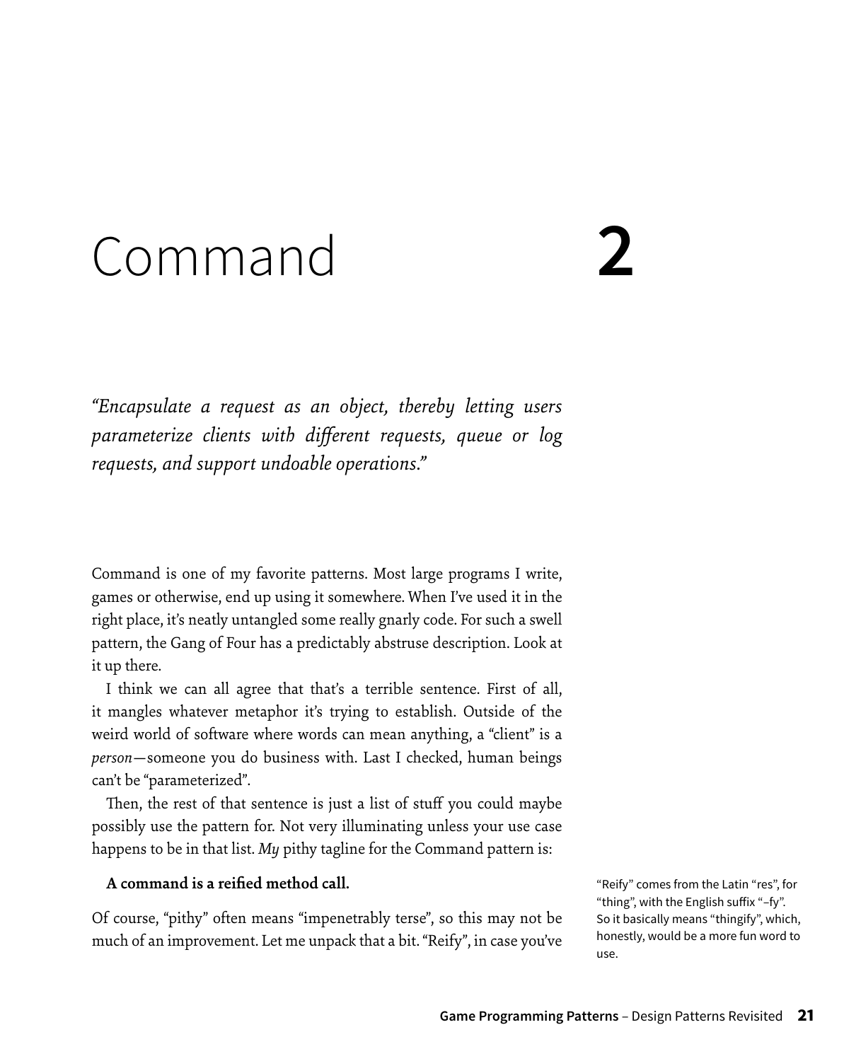# Command 2

*"Encapsulate a request as an object, thereby letting users parameterize clients with different requests, queue or log requests, and support undoable operations."*

Command is one of my favorite patterns. Most large programs I write, games or otherwise, end up using it somewhere. When I've used it in the right place, it's neatly untangled some really gnarly code. For such a swell pattern, the Gang of Four has a predictably abstruse description. Look at it up there.

I think we can all agree that that's a terrible sentence. First of all, it mangles whatever metaphor it's trying to establish. Outside of the weird world of software where words can mean anything, a "client" is a *person*—someone you do business with. Last I checked, human beings can't be "parameterized".

Then, the rest of that sentence is just a list of stuff you could maybe possibly use the pattern for. Not very illuminating unless your use case happens to be in that list. *My* pithy tagline for the Command pattern is:

**A command is a reified method call.**

"Reify" comes from the Latin "res", for "thing", with the English suffix "–fy". So it basically means "thingify", which, honestly, would be a more fun word to use.

Of course, "pithy" often means "impenetrably terse", so this may not be much of an improvement. Let me unpack that a bit. "Reify", in case you've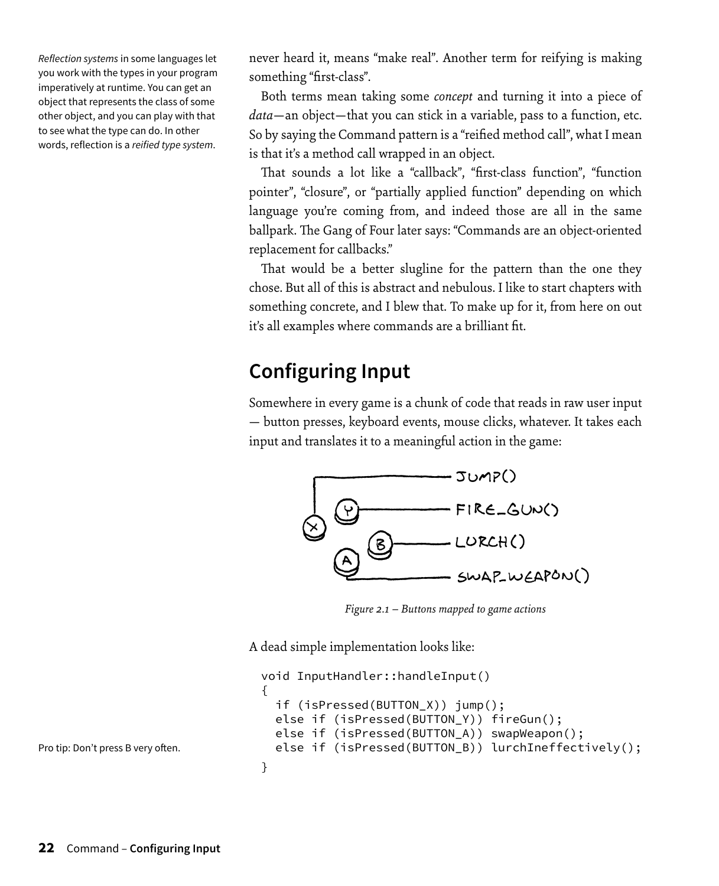*Reflection systems* in some languages let you work with the types in your program imperatively at runtime. You can get an object that represents the class of some other object, and you can play with that to see what the type can do. In other words, reflection is a *reified type system*.

never heard it, means "make real". Another term for reifying is making something "first-class".

Both terms mean taking some *concept* and turning it into a piece of *data*—an object—that you can stick in a variable, pass to a function, etc. So by saying the Command pattern is a "reified method call", what I mean is that it's a method call wrapped in an object.

That sounds a lot like a "callback", "first-class function", "function pointer", "closure", or "partially applied function" depending on which language you're coming from, and indeed those are all in the same ballpark. The Gang of Four later says: "Commands are an object-oriented replacement for callbacks."

That would be a better slugline for the pattern than the one they chose. But all of this is abstract and nebulous. I like to start chapters with something concrete, and I blew that. To make up for it, from here on out it's all examples where commands are a brilliant fit.

## Configuring Input

Somewhere in every game is a chunk of code that reads in raw user input — button presses, keyboard events, mouse clicks, whatever. It takes each input and translates it to a meaningful action in the game:

*Figure 2.1 – Buttons mapped to game actions*

A dead simple implementation looks like:

Pro tip: Don't press B very often.

```
void InputHandler::handleInput()
{
  if (isPressed(BUTTON_X)) jump();
  else if (isPressed(BUTTON_Y)) fireGun();
  else if (isPressed(BUTTON_A)) swapWeapon();
  else if (isPressed(BUTTON_B)) lurchIneffectively();
}
```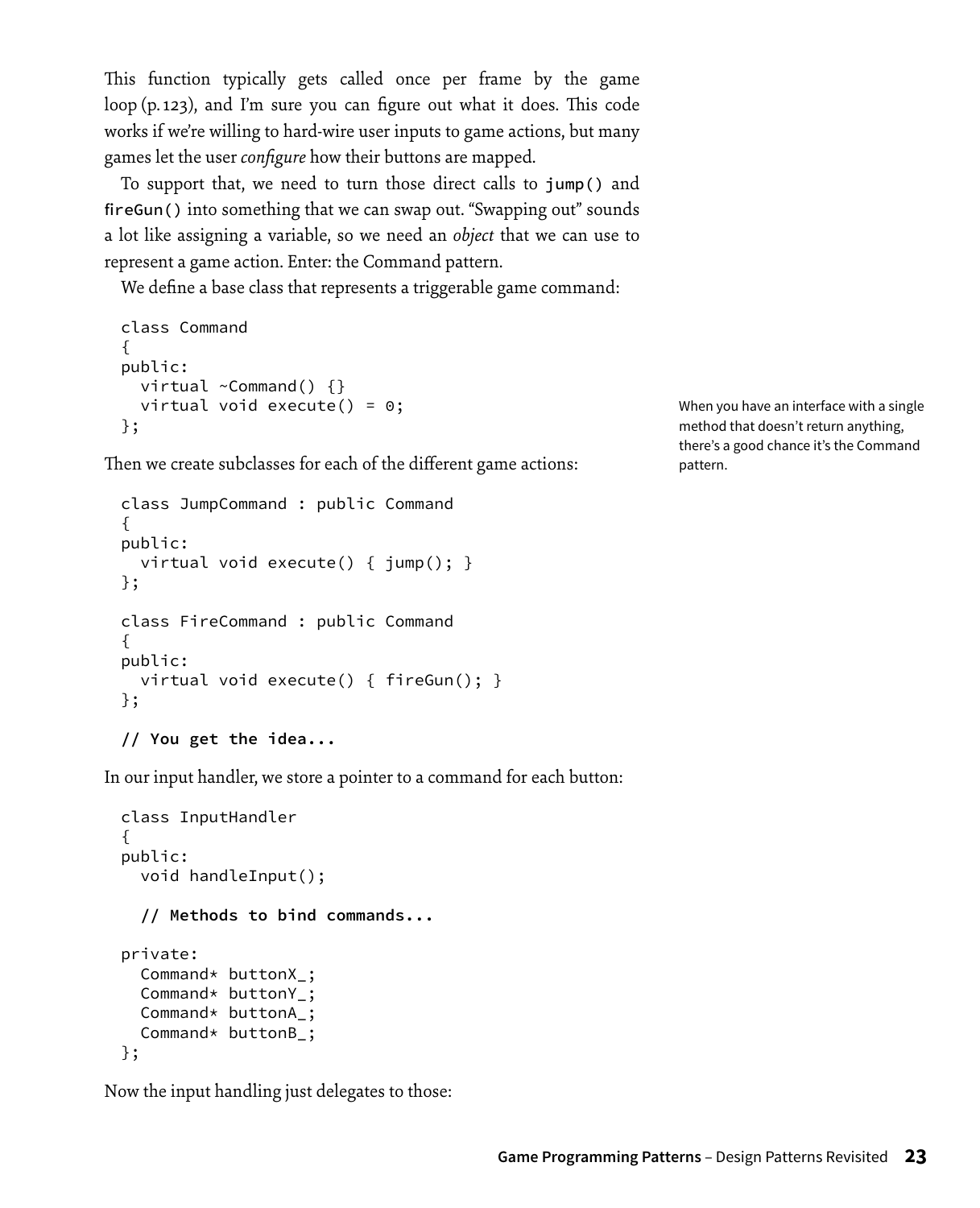This function typically gets called once per frame by the game loop (p. 123), and I'm sure you can figure out what it does. This code works if we're willing to hard-wire user inputs to game actions, but many games let the user *configure* how their buttons are mapped.

To support that, we need to turn those direct calls to `jump()` and `fireGun()` into something that we can swap out. "Swapping out" sounds a lot like assigning a variable, so we need an *object* that we can use to represent a game action. Enter: the Command pattern.

We define a base class that represents a triggerable game command:

```
class Command
{
public:
  virtual ~Command() {}
  virtual void execute() = 0;
};
```

When you have an interface with a single method that doesn't return anything, there's a good chance it's the Command pattern.

Then we create subclasses for each of the different game actions:

```
class JumpCommand : public Command
{
public:
  virtual void execute() { jump(); }
};

class FireCommand : public Command
{
public:
  virtual void execute() { fireGun(); }
};

// You get the idea...
```

In our input handler, we store a pointer to a command for each button:

```
class InputHandler
{
public:
  void handleInput();

  // Methods to bind commands...

private:
  Command* buttonX_;
  Command* buttonY_;
  Command* buttonA_;
  Command* buttonB_;
};
```

Now the input handling just delegates to those: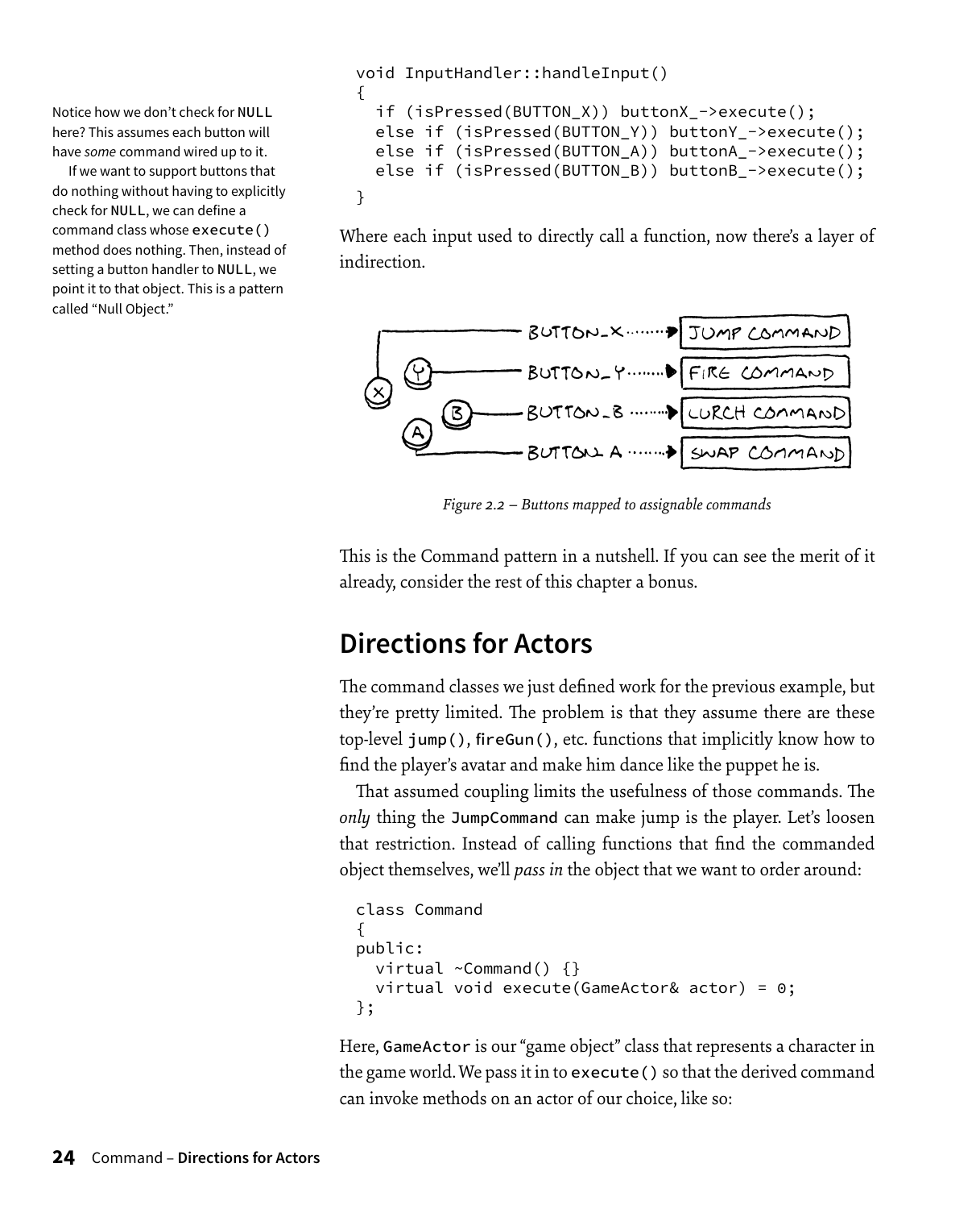```
void InputHandler::handleInput()
{
  if (isPressed(BUTTON_X)) buttonX_->execute();
  else if (isPressed(BUTTON_Y)) buttonY_->execute();
  else if (isPressed(BUTTON_A)) buttonA_->execute();
  else if (isPressed(BUTTON_B)) buttonB_->execute();
}
```

Notice how we don't check for `NULL` here? This assumes each button will have *some* command wired up to it.

If we want to support buttons that do nothing without having to explicitly check for `NULL`, we can define a command class whose `execute()` method does nothing. Then, instead of setting a button handler to `NULL`, we point it to that object. This is a pattern called "Null Object."

Where each input used to directly call a function, now there's a layer of indirection.

*Figure 2.2 – Buttons mapped to assignable commands*

This is the Command pattern in a nutshell. If you can see the merit of it already, consider the rest of this chapter a bonus.

## Directions for Actors

The command classes we just defined work for the previous example, but they're pretty limited. The problem is that they assume there are these top-level `jump()`, `fireGun()`, etc. functions that implicitly know how to find the player's avatar and make him dance like the puppet he is.

That assumed coupling limits the usefulness of those commands. The *only* thing the `JumpCommand` can make jump is the player. Let's loosen that restriction. Instead of calling functions that find the commanded object themselves, we'll *pass in* the object that we want to order around:

```
class Command
{
public:
  virtual ~Command() {}
  virtual void execute(GameActor& actor) = 0;
};
```

Here, `GameActor` is our "game object" class that represents a character in the game world. We pass it in to `execute()` so that the derived command can invoke methods on an actor of our choice, like so: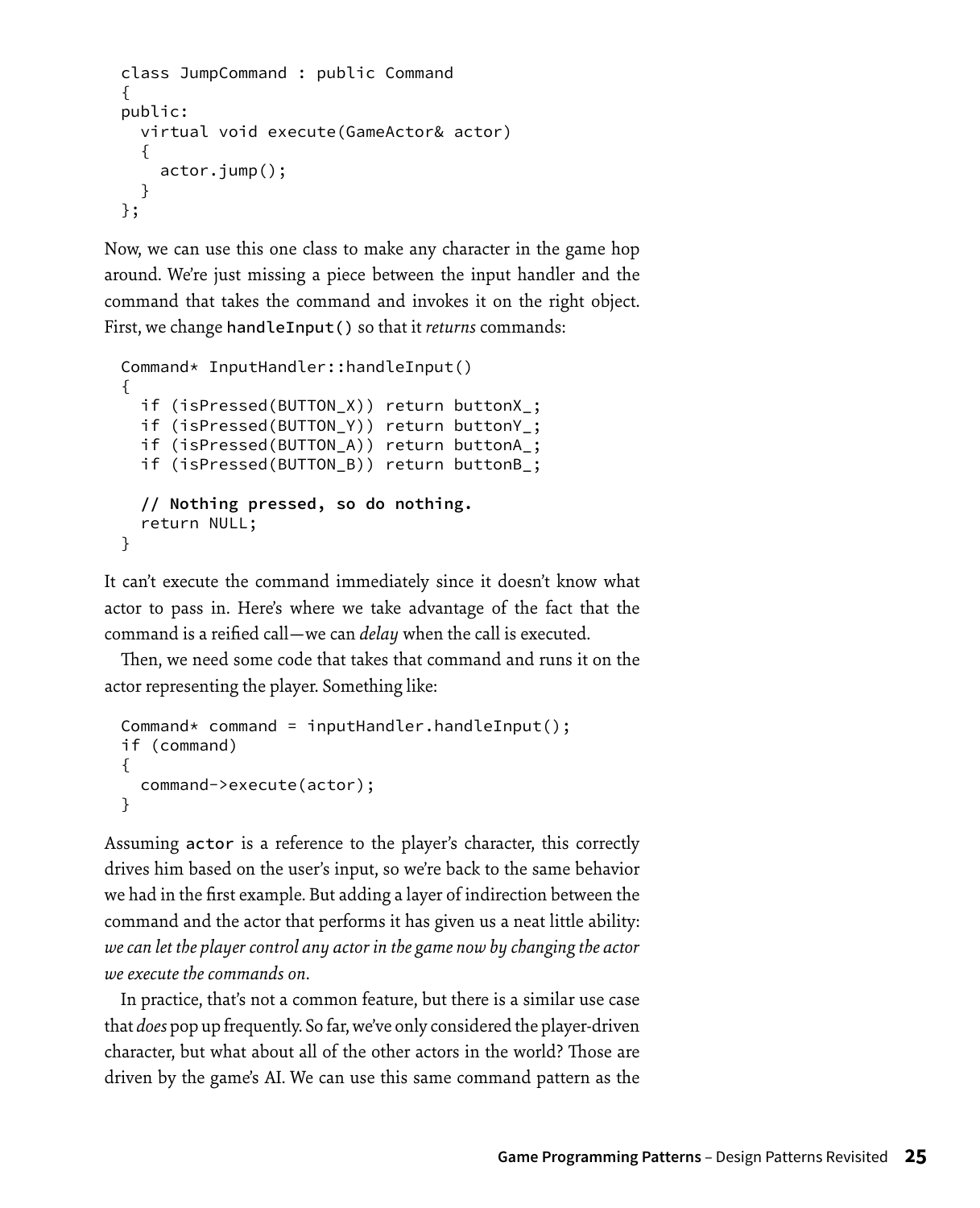```
class JumpCommand : public Command
{
public:
  virtual void execute(GameActor& actor)
  {
    actor.jump();
  }
};
```

Now, we can use this one class to make any character in the game hop around. We're just missing a piece between the input handler and the command that takes the command and invokes it on the right object. First, we change `handleInput()` so that it *returns* commands:

```
Command* InputHandler::handleInput()
{
  if (isPressed(BUTTON_X)) return buttonX_;
  if (isPressed(BUTTON_Y)) return buttonY_;
  if (isPressed(BUTTON_A)) return buttonA_;
  if (isPressed(BUTTON_B)) return buttonB_;

  // Nothing pressed, so do nothing.
  return NULL;
}
```

It can't execute the command immediately since it doesn't know what actor to pass in. Here's where we take advantage of the fact that the command is a reified call—we can *delay* when the call is executed.

Then, we need some code that takes that command and runs it on the actor representing the player. Something like:

```
Command* command = inputHandler.handleInput();
if (command)
{
  command->execute(actor);
}
```

Assuming `actor` is a reference to the player's character, this correctly drives him based on the user's input, so we're back to the same behavior we had in the first example. But adding a layer of indirection between the command and the actor that performs it has given us a neat little ability: *we can let the player control any actor in the game now by changing the actor we execute the commands on.*

In practice, that's not a common feature, but there is a similar use case that *does* pop up frequently. So far, we've only considered the player-driven character, but what about all of the other actors in the world? Those are driven by the game's AI. We can use this same command pattern as the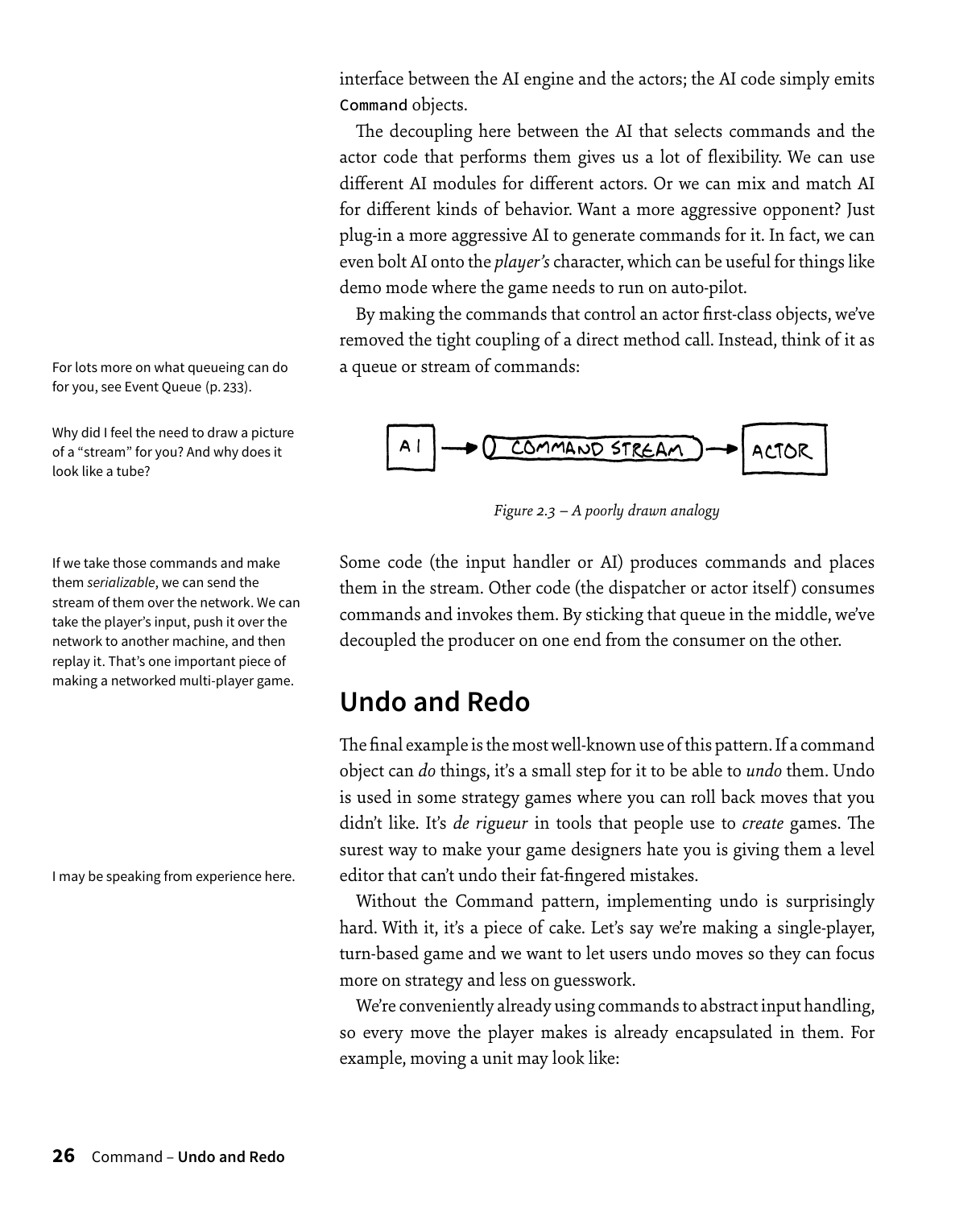interface between the AI engine and the actors; the AI code simply emits `Command` objects.

The decoupling here between the AI that selects commands and the actor code that performs them gives us a lot of flexibility. We can use different AI modules for different actors. Or we can mix and match AI for different kinds of behavior. Want a more aggressive opponent? Just plug-in a more aggressive AI to generate commands for it. In fact, we can even bolt AI onto the *player's* character, which can be useful for things like demo mode where the game needs to run on auto-pilot.

By making the commands that control an actor first-class objects, we've removed the tight coupling of a direct method call. Instead, think of it as a queue or stream of commands:

For lots more on what queueing can do for you, see Event Queue (p. 233).

Why did I feel the need to draw a picture of a "stream" for you? And why does it look like a tube?

*Figure 2.3 – A poorly drawn analogy*

Some code (the input handler or AI) produces commands and places them in the stream. Other code (the dispatcher or actor itself) consumes commands and invokes them. By sticking that queue in the middle, we've decoupled the producer on one end from the consumer on the other.

If we take those commands and make them *serializable*, we can send the stream of them over the network. We can take the player's input, push it over the network to another machine, and then replay it. That's one important piece of making a networked multi-player game.

## Undo and Redo

The final example is the most well-known use of this pattern. If a command object can *do* things, it's a small step for it to be able to *undo* them. Undo is used in some strategy games where you can roll back moves that you didn't like. It's *de rigueur* in tools that people use to *create* games. The surest way to make your game designers hate you is giving them a level editor that can't undo their fat-fingered mistakes.

I may be speaking from experience here.

Without the Command pattern, implementing undo is surprisingly hard. With it, it's a piece of cake. Let's say we're making a single-player, turn-based game and we want to let users undo moves so they can focus more on strategy and less on guesswork.

We're conveniently already using commands to abstract input handling, so every move the player makes is already encapsulated in them. For example, moving a unit may look like: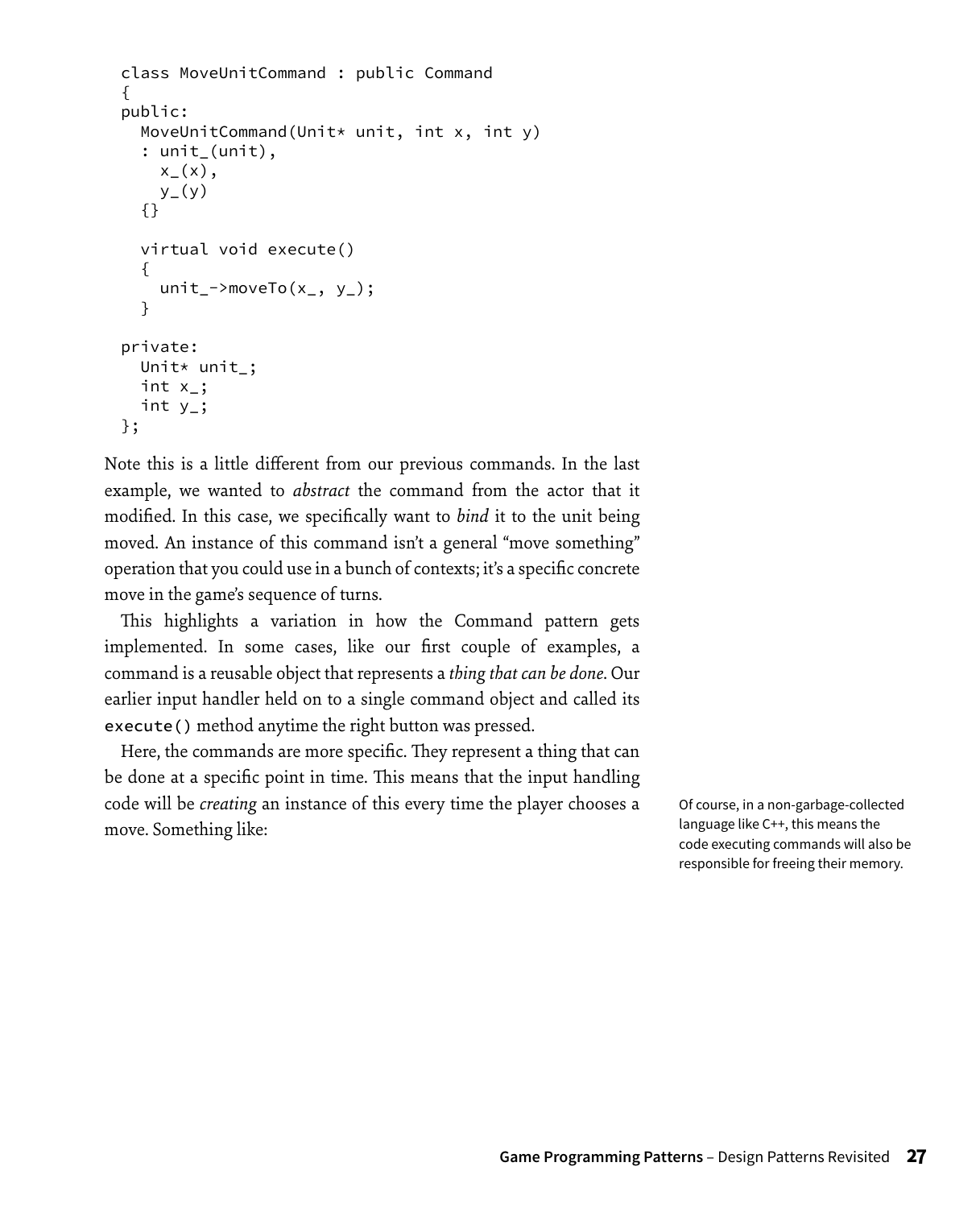```
class MoveUnitCommand : public Command
{
public:
  MoveUnitCommand(Unit* unit, int x, int y)
  : unit_(unit),
    x_(x),
    y_(y)
  {}

  virtual void execute()
  {
    unit_->moveTo(x_, y_);
  }

private:
  Unit* unit_;
  int x_;
  int y_;
};
```

Note this is a little different from our previous commands. In the last example, we wanted to *abstract* the command from the actor that it modified. In this case, we specifically want to *bind* it to the unit being moved. An instance of this command isn't a general "move something" operation that you could use in a bunch of contexts; it's a specific concrete move in the game's sequence of turns.

This highlights a variation in how the Command pattern gets implemented. In some cases, like our first couple of examples, a command is a reusable object that represents a *thing that can be done*. Our earlier input handler held on to a single command object and called its `execute()` method anytime the right button was pressed.

Here, the commands are more specific. They represent a thing that can be done at a specific point in time. This means that the input handling code will be *creating* an instance of this every time the player chooses a move. Something like:

Of course, in a non-garbage-collected language like C++, this means the code executing commands will also be responsible for freeing their memory.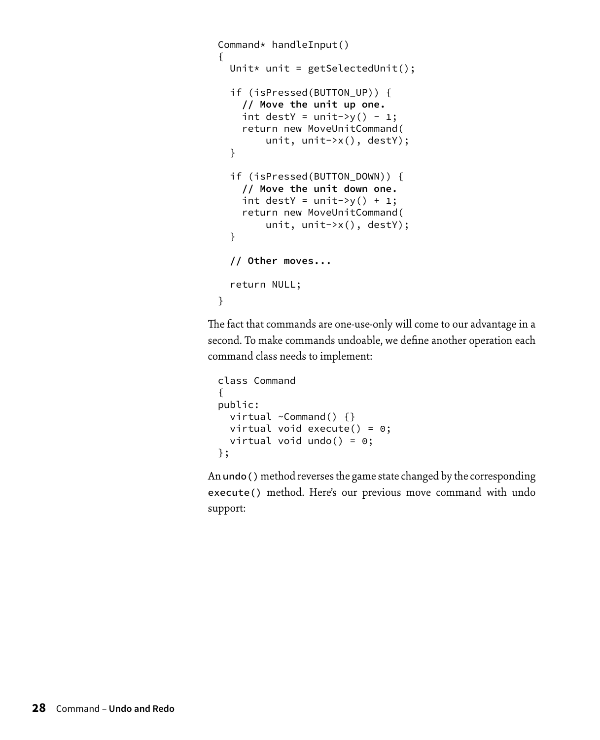```
Command* handleInput()
{
  Unit* unit = getSelectedUnit();

  if (isPressed(BUTTON_UP)) {
    // Move the unit up one.
    int destY = unit->y() - 1;
    return new MoveUnitCommand(
        unit, unit->x(), destY);
  }

  if (isPressed(BUTTON_DOWN)) {
    // Move the unit down one.
    int destY = unit->y() + 1;
    return new MoveUnitCommand(
        unit, unit->x(), destY);
  }

  // Other moves...

  return NULL;
}
```

The fact that commands are one-use-only will come to our advantage in a second. To make commands undoable, we define another operation each command class needs to implement:

```
class Command
{
public:
  virtual ~Command() {}
  virtual void execute() = 0;
  virtual void undo() = 0;
};
```

An `undo()` method reverses the game state changed by the corresponding `execute()` method. Here's our previous move command with undo support: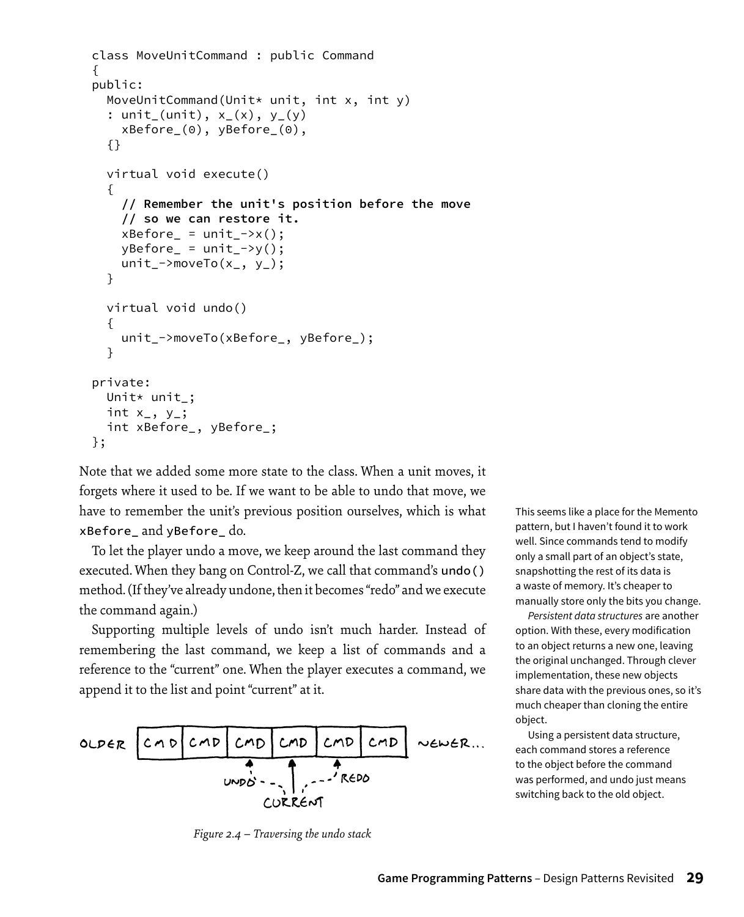```
class MoveUnitCommand : public Command
{
public:
  MoveUnitCommand(Unit* unit, int x, int y)
  : unit_(unit), x_(x), y_(y)
    xBefore_(0), yBefore_(0),
  {}

  virtual void execute()
  {
    // Remember the unit's position before the move
    // so we can restore it.
    xBefore_ = unit_->x();
    yBefore_ = unit_->y();
    unit_->moveTo(x_, y_);
  }

  virtual void undo()
  {
    unit_->moveTo(xBefore_, yBefore_);
  }

private:
  Unit* unit_;
  int x_, y_;
  int xBefore_, yBefore_;
};
```

Note that we added some more state to the class. When a unit moves, it forgets where it used to be. If we want to be able to undo that move, we have to remember the unit's previous position ourselves, which is what `xBefore_` and `yBefore_` do.

To let the player undo a move, we keep around the last command they executed. When they bang on Control-Z, we call that command's `undo()` method. (If they've already undone, then it becomes "redo" and we execute the command again.)

Supporting multiple levels of undo isn't much harder. Instead of remembering the last command, we keep a list of commands and a reference to the "current" one. When the player executes a command, we append it to the list and point "current" at it.

OLDER | CMD | CMD | CMD | CMD | CMD | CMD | NEWER...
UNDO — CURRENT — REDO

*Figure 2.4 – Traversing the undo stack*

This seems like a place for the Memento pattern, but I haven't found it to work well. Since commands tend to modify only a small part of an object's state, snapshotting the rest of its data is a waste of memory. It's cheaper to manually store only the bits you change.

*Persistent data structures* are another option. With these, every modification to an object returns a new one, leaving the original unchanged. Through clever implementation, these new objects share data with the previous ones, so it's much cheaper than cloning the entire object.

Using a persistent data structure, each command stores a reference to the object before the command was performed, and undo just means switching back to the old object.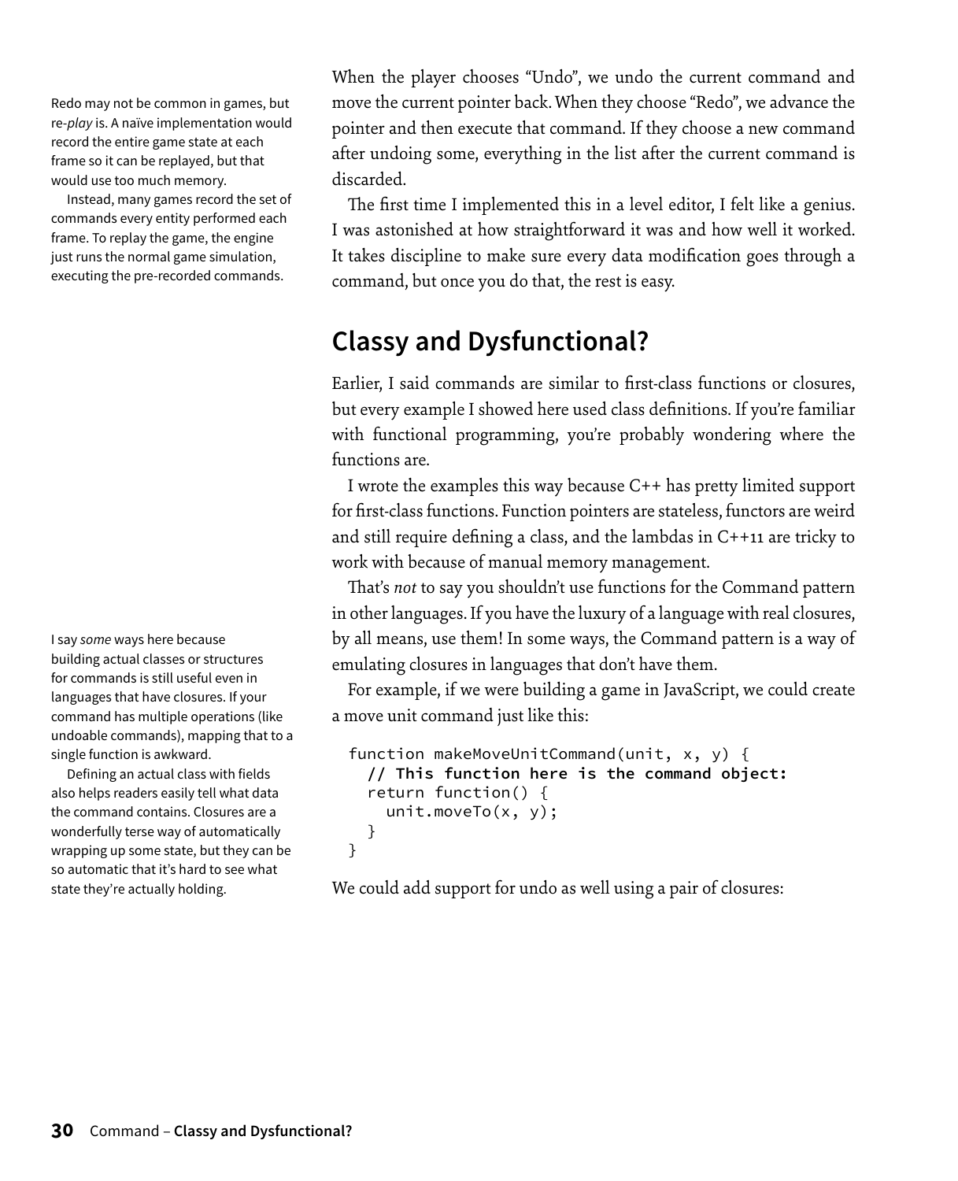When the player chooses "Undo", we undo the current command and move the current pointer back. When they choose "Redo", we advance the pointer and then execute that command. If they choose a new command after undoing some, everything in the list after the current command is discarded.

Redo may not be common in games, but re-*play* is. A naïve implementation would record the entire game state at each frame so it can be replayed, but that would use too much memory.

Instead, many games record the set of commands every entity performed each frame. To replay the game, the engine just runs the normal game simulation, executing the pre-recorded commands.

The first time I implemented this in a level editor, I felt like a genius. I was astonished at how straightforward it was and how well it worked. It takes discipline to make sure every data modification goes through a command, but once you do that, the rest is easy.

## Classy and Dysfunctional?

Earlier, I said commands are similar to first-class functions or closures, but every example I showed here used class definitions. If you're familiar with functional programming, you're probably wondering where the functions are.

I wrote the examples this way because C++ has pretty limited support for first-class functions. Function pointers are stateless, functors are weird and still require defining a class, and the lambdas in C++11 are tricky to work with because of manual memory management.

That's *not* to say you shouldn't use functions for the Command pattern in other languages. If you have the luxury of a language with real closures, by all means, use them! In some ways, the Command pattern is a way of emulating closures in languages that don't have them.

I say *some* ways here because building actual classes or structures for commands is still useful even in languages that have closures. If your command has multiple operations (like undoable commands), mapping that to a single function is awkward.

Defining an actual class with fields also helps readers easily tell what data the command contains. Closures are a wonderfully terse way of automatically wrapping up some state, but they can be so automatic that it's hard to see what state they're actually holding.

For example, if we were building a game in JavaScript, we could create a move unit command just like this:

```
function makeMoveUnitCommand(unit, x, y) {
  // This function here is the command object:
  return function() {
    unit.moveTo(x, y);
  }
}
```

We could add support for undo as well using a pair of closures: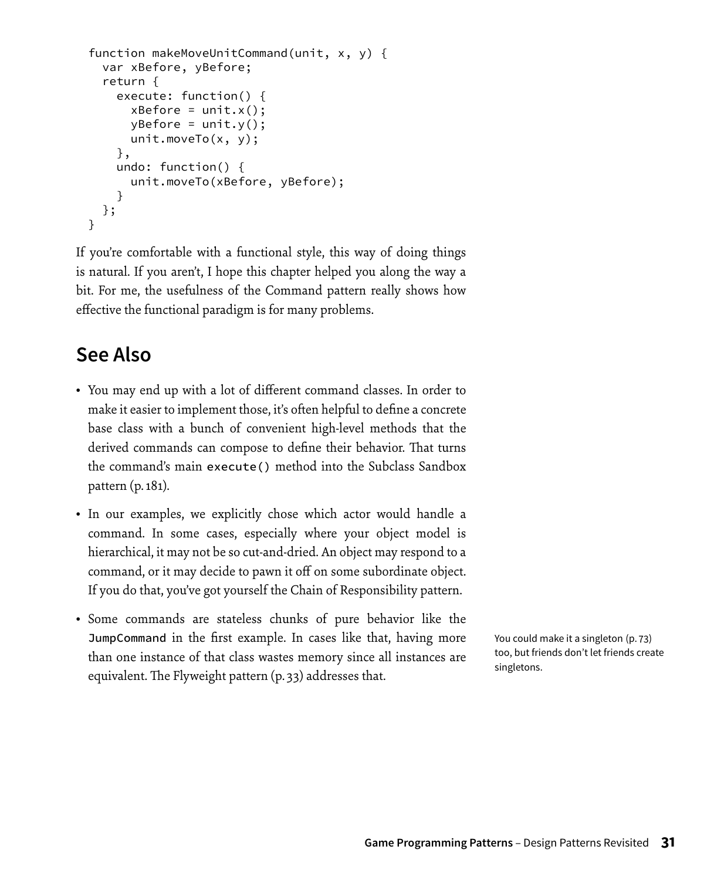```
function makeMoveUnitCommand(unit, x, y) {
  var xBefore, yBefore;
  return {
    execute: function() {
      xBefore = unit.x();
      yBefore = unit.y();
      unit.moveTo(x, y);
    },
    undo: function() {
      unit.moveTo(xBefore, yBefore);
    }
  };
}
```

If you're comfortable with a functional style, this way of doing things is natural. If you aren't, I hope this chapter helped you along the way a bit. For me, the usefulness of the Command pattern really shows how effective the functional paradigm is for many problems.

## See Also

- You may end up with a lot of different command classes. In order to make it easier to implement those, it's often helpful to define a concrete base class with a bunch of convenient high-level methods that the derived commands can compose to define their behavior. That turns the command's main `execute()` method into the Subclass Sandbox pattern (p. 181).

- In our examples, we explicitly chose which actor would handle a command. In some cases, especially where your object model is hierarchical, it may not be so cut-and-dried. An object may respond to a command, or it may decide to pawn it off on some subordinate object. If you do that, you've got yourself the Chain of Responsibility pattern.

- Some commands are stateless chunks of pure behavior like the `JumpCommand` in the first example. In cases like that, having more than one instance of that class wastes memory since all instances are equivalent. The Flyweight pattern (p. 33) addresses that.

You could make it a singleton (p. 73) too, but friends don't let friends create singletons.